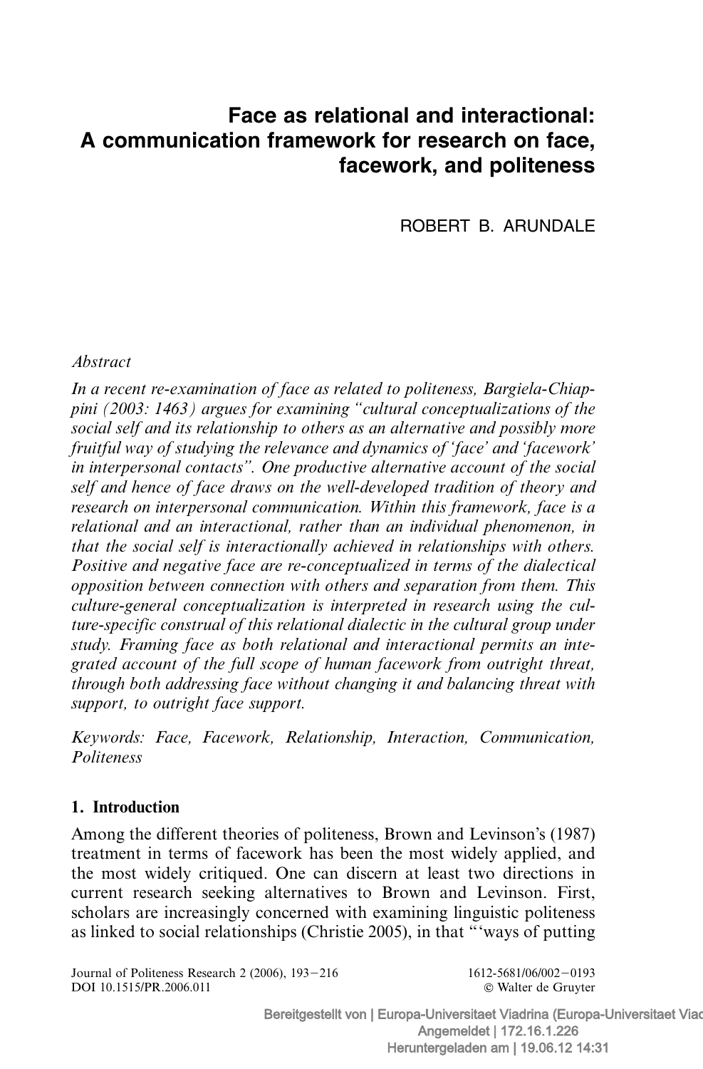# Face as relational and interactional: A communication framework for research on face, facework, and politeness

ROBERT B. ARUNDALE

*Abstract*

*In a recent re-examination of face as related to politeness, Bargiela-Chiappini (2003: 1463) argues for examining "cultural conceptualizations of the social self and its relationship to others as an alternative and possibly more fruitful way of studying the relevance and dynamics of 'face' and 'facework' in interpersonal contacts". One productive alternative account of the social self and hence of face draws on the well-developed tradition of theory and research on interpersonal communication. Within this framework, face is a relational and an interactional, rather than an individual phenomenon, in that the social self is interactionally achieved in relationships with others. Positive and negative face are re-conceptualized in terms of the dialectical opposition between connection with others and separation from them. This culture-general conceptualization is interpreted in research using the culture-specific construal of this relational dialectic in the cultural group under study. Framing face as both relational and interactional permits an integrated account of the full scope of human facework from outright threat, through both addressing face without changing it and balancing threat with support, to outright face support.*

*Keywords: Face, Facework, Relationship, Interaction, Communication, Politeness*

## 1. Introduction

Among the different theories of politeness, Brown and Levinson's (1987) treatment in terms of facework has been the most widely applied, and the most widely critiqued. One can discern at least two directions in current research seeking alternatives to Brown and Levinson. First, scholars are increasingly concerned with examining linguistic politeness as linked to social relationships (Christie 2005), in that "'ways of putting

Journal of Politeness Research 2 (2006), 193–216
DOI 10.1515/PR.2006.011

1612-5681/06/002–0193
© Walter de Gruyter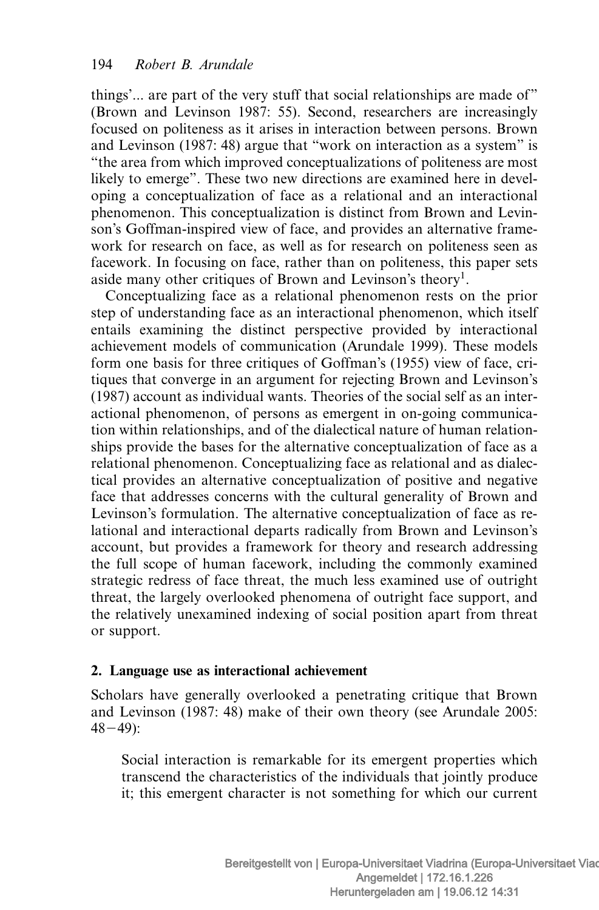things'... are part of the very stuff that social relationships are made of" (Brown and Levinson 1987: 55). Second, researchers are increasingly focused on politeness as it arises in interaction between persons. Brown and Levinson (1987: 48) argue that "work on interaction as a system" is "the area from which improved conceptualizations of politeness are most likely to emerge". These two new directions are examined here in developing a conceptualization of face as a relational and an interactional phenomenon. This conceptualization is distinct from Brown and Levinson's Goffman-inspired view of face, and provides an alternative framework for research on face, as well as for research on politeness seen as facework. In focusing on face, rather than on politeness, this paper sets aside many other critiques of Brown and Levinson's theory[1].

Conceptualizing face as a relational phenomenon rests on the prior step of understanding face as an interactional phenomenon, which itself entails examining the distinct perspective provided by interactional achievement models of communication (Arundale 1999). These models form one basis for three critiques of Goffman's (1955) view of face, critiques that converge in an argument for rejecting Brown and Levinson's (1987) account as individual wants. Theories of the social self as an interactional phenomenon, of persons as emergent in on-going communication within relationships, and of the dialectical nature of human relationships provide the bases for the alternative conceptualization of face as a relational phenomenon. Conceptualizing face as relational and as dialectical provides an alternative conceptualization of positive and negative face that addresses concerns with the cultural generality of Brown and Levinson's formulation. The alternative conceptualization of face as relational and interactional departs radically from Brown and Levinson's account, but provides a framework for theory and research addressing the full scope of human facework, including the commonly examined strategic redress of face threat, the much less examined use of outright threat, the largely overlooked phenomena of outright face support, and the relatively unexamined indexing of social position apart from threat or support.

## 2. Language use as interactional achievement

Scholars have generally overlooked a penetrating critique that Brown and Levinson (1987: 48) make of their own theory (see Arundale 2005: 48–49):

> Social interaction is remarkable for its emergent properties which transcend the characteristics of the individuals that jointly produce it; this emergent character is not something for which our current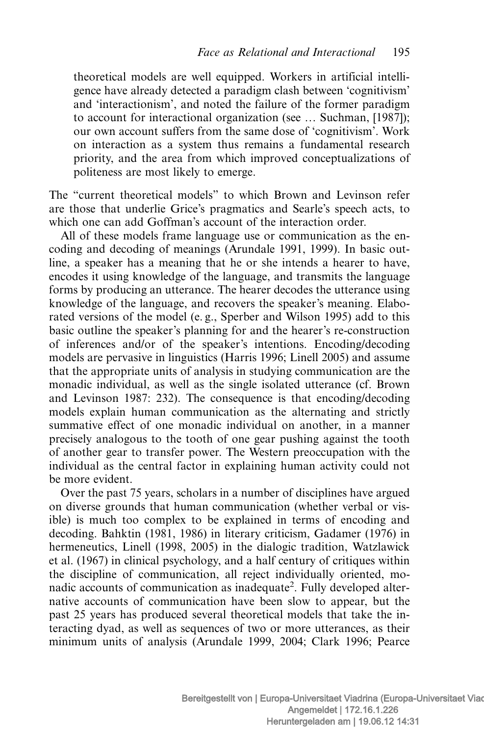> theoretical models are well equipped. Workers in artificial intelligence have already detected a paradigm clash between 'cognitivism' and 'interactionism', and noted the failure of the former paradigm to account for interactional organization (see … Suchman, [1987]); our own account suffers from the same dose of 'cognitivism'. Work on interaction as a system thus remains a fundamental research priority, and the area from which improved conceptualizations of politeness are most likely to emerge.

The "current theoretical models" to which Brown and Levinson refer are those that underlie Grice's pragmatics and Searle's speech acts, to which one can add Goffman's account of the interaction order.

All of these models frame language use or communication as the encoding and decoding of meanings (Arundale 1991, 1999). In basic outline, a speaker has a meaning that he or she intends a hearer to have, encodes it using knowledge of the language, and transmits the language forms by producing an utterance. The hearer decodes the utterance using knowledge of the language, and recovers the speaker's meaning. Elaborated versions of the model (e. g., Sperber and Wilson 1995) add to this basic outline the speaker's planning for and the hearer's re-construction of inferences and/or of the speaker's intentions. Encoding/decoding models are pervasive in linguistics (Harris 1996; Linell 2005) and assume that the appropriate units of analysis in studying communication are the monadic individual, as well as the single isolated utterance (cf. Brown and Levinson 1987: 232). The consequence is that encoding/decoding models explain human communication as the alternating and strictly summative effect of one monadic individual on another, in a manner precisely analogous to the tooth of one gear pushing against the tooth of another gear to transfer power. The Western preoccupation with the individual as the central factor in explaining human activity could not be more evident.

Over the past 75 years, scholars in a number of disciplines have argued on diverse grounds that human communication (whether verbal or visible) is much too complex to be explained in terms of encoding and decoding. Bahktin (1981, 1986) in literary criticism, Gadamer (1976) in hermeneutics, Linell (1998, 2005) in the dialogic tradition, Watzlawick et al. (1967) in clinical psychology, and a half century of critiques within the discipline of communication, all reject individually oriented, monadic accounts of communication as inadequate[2]. Fully developed alternative accounts of communication have been slow to appear, but the past 25 years has produced several theoretical models that take the interacting dyad, as well as sequences of two or more utterances, as their minimum units of analysis (Arundale 1999, 2004; Clark 1996; Pearce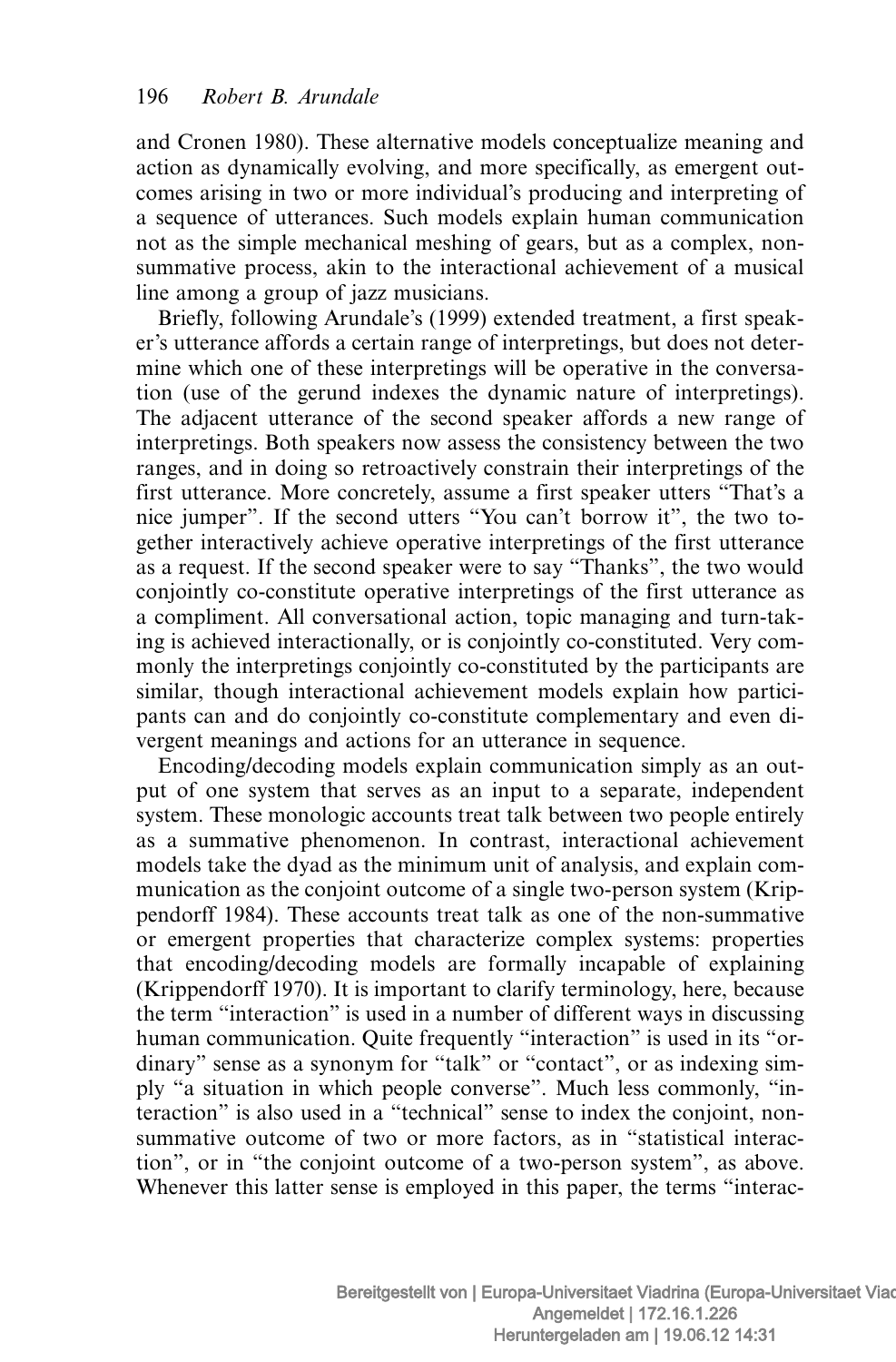and Cronen 1980). These alternative models conceptualize meaning and action as dynamically evolving, and more specifically, as emergent outcomes arising in two or more individual's producing and interpreting of a sequence of utterances. Such models explain human communication not as the simple mechanical meshing of gears, but as a complex, non-summative process, akin to the interactional achievement of a musical line among a group of jazz musicians.

Briefly, following Arundale's (1999) extended treatment, a first speaker's utterance affords a certain range of interpretings, but does not determine which one of these interpretings will be operative in the conversation (use of the gerund indexes the dynamic nature of interpretings). The adjacent utterance of the second speaker affords a new range of interpretings. Both speakers now assess the consistency between the two ranges, and in doing so retroactively constrain their interpretings of the first utterance. More concretely, assume a first speaker utters "That's a nice jumper". If the second utters "You can't borrow it", the two together interactively achieve operative interpretings of the first utterance as a request. If the second speaker were to say "Thanks", the two would conjointly co-constitute operative interpretings of the first utterance as a compliment. All conversational action, topic managing and turn-taking is achieved interactionally, or is conjointly co-constituted. Very commonly the interpretings conjointly co-constituted by the participants are similar, though interactional achievement models explain how participants can and do conjointly co-constitute complementary and even divergent meanings and actions for an utterance in sequence.

Encoding/decoding models explain communication simply as an output of one system that serves as an input to a separate, independent system. These monologic accounts treat talk between two people entirely as a summative phenomenon. In contrast, interactional achievement models take the dyad as the minimum unit of analysis, and explain communication as the conjoint outcome of a single two-person system (Krippendorff 1984). These accounts treat talk as one of the non-summative or emergent properties that characterize complex systems: properties that encoding/decoding models are formally incapable of explaining (Krippendorff 1970). It is important to clarify terminology, here, because the term "interaction" is used in a number of different ways in discussing human communication. Quite frequently "interaction" is used in its "ordinary" sense as a synonym for "talk" or "contact", or as indexing simply "a situation in which people converse". Much less commonly, "interaction" is also used in a "technical" sense to index the conjoint, non-summative outcome of two or more factors, as in "statistical interaction", or in "the conjoint outcome of a two-person system", as above. Whenever this latter sense is employed in this paper, the terms "interac-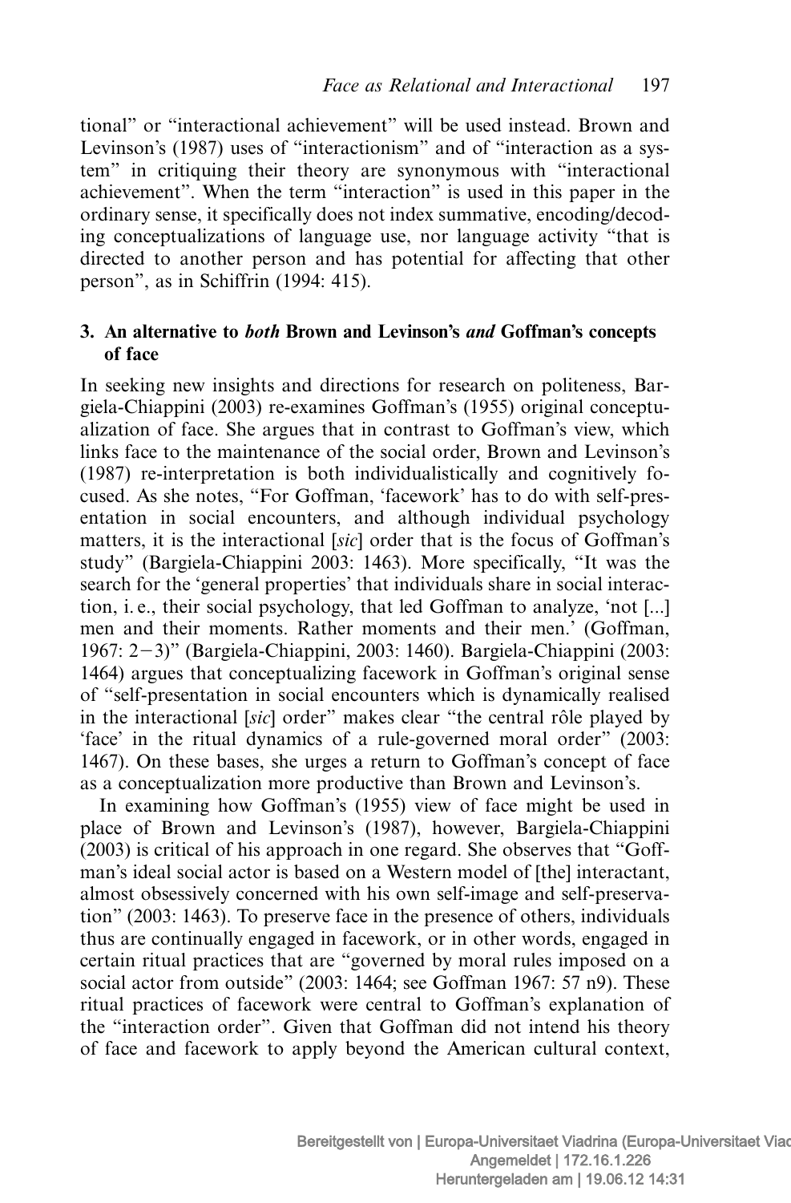tional" or "interactional achievement" will be used instead. Brown and Levinson's (1987) uses of "interactionism" and of "interaction as a system" in critiquing their theory are synonymous with "interactional achievement". When the term "interaction" is used in this paper in the ordinary sense, it specifically does not index summative, encoding/decoding conceptualizations of language use, nor language activity "that is directed to another person and has potential for affecting that other person", as in Schiffrin (1994: 415).

## 3. An alternative to *both* Brown and Levinson's *and* Goffman's concepts of face

In seeking new insights and directions for research on politeness, Bargiela-Chiappini (2003) re-examines Goffman's (1955) original conceptualization of face. She argues that in contrast to Goffman's view, which links face to the maintenance of the social order, Brown and Levinson's (1987) re-interpretation is both individualistically and cognitively focused. As she notes, "For Goffman, 'facework' has to do with self-presentation in social encounters, and although individual psychology matters, it is the interactional [*sic*] order that is the focus of Goffman's study" (Bargiela-Chiappini 2003: 1463). More specifically, "It was the search for the 'general properties' that individuals share in social interaction, i. e., their social psychology, that led Goffman to analyze, 'not [...] men and their moments. Rather moments and their men.' (Goffman, 1967: 2–3)" (Bargiela-Chiappini, 2003: 1460). Bargiela-Chiappini (2003: 1464) argues that conceptualizing facework in Goffman's original sense of "self-presentation in social encounters which is dynamically realised in the interactional [*sic*] order" makes clear "the central rôle played by 'face' in the ritual dynamics of a rule-governed moral order" (2003: 1467). On these bases, she urges a return to Goffman's concept of face as a conceptualization more productive than Brown and Levinson's.

In examining how Goffman's (1955) view of face might be used in place of Brown and Levinson's (1987), however, Bargiela-Chiappini (2003) is critical of his approach in one regard. She observes that "Goffman's ideal social actor is based on a Western model of [the] interactant, almost obsessively concerned with his own self-image and self-preservation" (2003: 1463). To preserve face in the presence of others, individuals thus are continually engaged in facework, or in other words, engaged in certain ritual practices that are "governed by moral rules imposed on a social actor from outside" (2003: 1464; see Goffman 1967: 57 n9). These ritual practices of facework were central to Goffman's explanation of the "interaction order". Given that Goffman did not intend his theory of face and facework to apply beyond the American cultural context,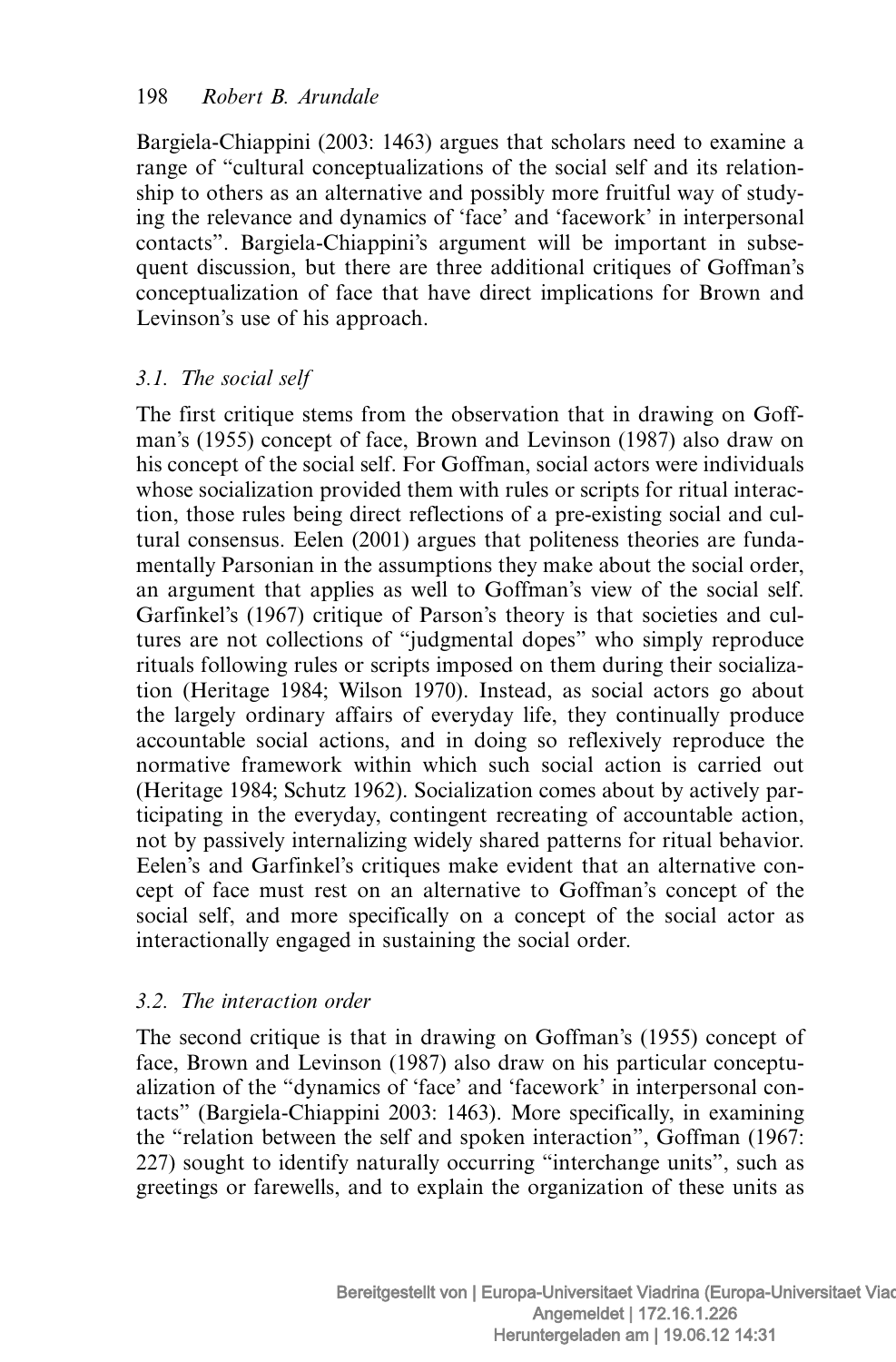Bargiela-Chiappini (2003: 1463) argues that scholars need to examine a range of "cultural conceptualizations of the social self and its relationship to others as an alternative and possibly more fruitful way of studying the relevance and dynamics of 'face' and 'facework' in interpersonal contacts". Bargiela-Chiappini's argument will be important in subsequent discussion, but there are three additional critiques of Goffman's conceptualization of face that have direct implications for Brown and Levinson's use of his approach.

### *3.1. The social self*

The first critique stems from the observation that in drawing on Goffman's (1955) concept of face, Brown and Levinson (1987) also draw on his concept of the social self. For Goffman, social actors were individuals whose socialization provided them with rules or scripts for ritual interaction, those rules being direct reflections of a pre-existing social and cultural consensus. Eelen (2001) argues that politeness theories are fundamentally Parsonian in the assumptions they make about the social order, an argument that applies as well to Goffman's view of the social self. Garfinkel's (1967) critique of Parson's theory is that societies and cultures are not collections of "judgmental dopes" who simply reproduce rituals following rules or scripts imposed on them during their socialization (Heritage 1984; Wilson 1970). Instead, as social actors go about the largely ordinary affairs of everyday life, they continually produce accountable social actions, and in doing so reflexively reproduce the normative framework within which such social action is carried out (Heritage 1984; Schutz 1962). Socialization comes about by actively participating in the everyday, contingent recreating of accountable action, not by passively internalizing widely shared patterns for ritual behavior. Eelen's and Garfinkel's critiques make evident that an alternative concept of face must rest on an alternative to Goffman's concept of the social self, and more specifically on a concept of the social actor as interactionally engaged in sustaining the social order.

### *3.2. The interaction order*

The second critique is that in drawing on Goffman's (1955) concept of face, Brown and Levinson (1987) also draw on his particular conceptualization of the "dynamics of 'face' and 'facework' in interpersonal contacts" (Bargiela-Chiappini 2003: 1463). More specifically, in examining the "relation between the self and spoken interaction", Goffman (1967: 227) sought to identify naturally occurring "interchange units", such as greetings or farewells, and to explain the organization of these units as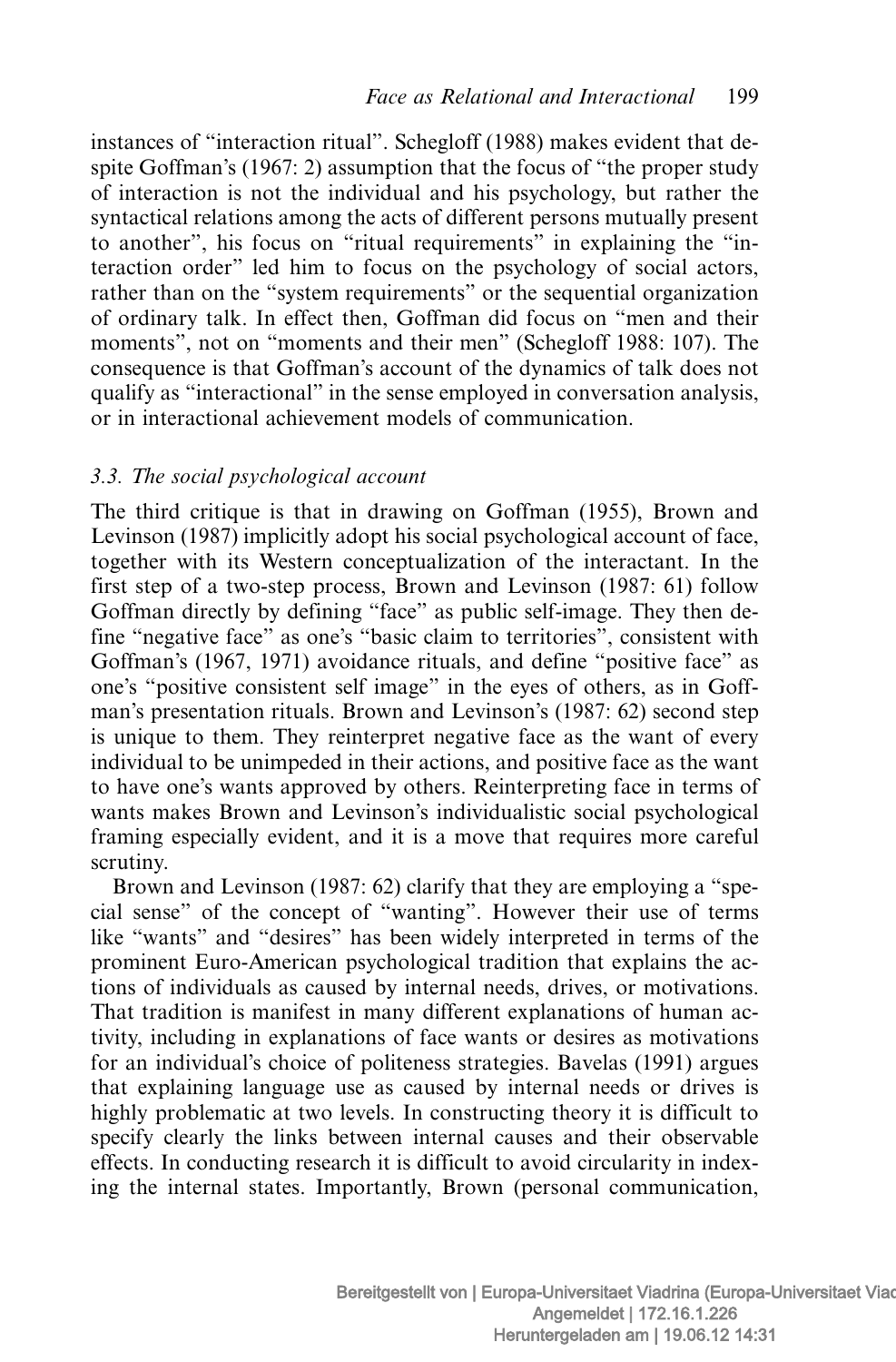instances of "interaction ritual". Schegloff (1988) makes evident that despite Goffman's (1967: 2) assumption that the focus of "the proper study of interaction is not the individual and his psychology, but rather the syntactical relations among the acts of different persons mutually present to another", his focus on "ritual requirements" in explaining the "interaction order" led him to focus on the psychology of social actors, rather than on the "system requirements" or the sequential organization of ordinary talk. In effect then, Goffman did focus on "men and their moments", not on "moments and their men" (Schegloff 1988: 107). The consequence is that Goffman's account of the dynamics of talk does not qualify as "interactional" in the sense employed in conversation analysis, or in interactional achievement models of communication.

### *3.3. The social psychological account*

The third critique is that in drawing on Goffman (1955), Brown and Levinson (1987) implicitly adopt his social psychological account of face, together with its Western conceptualization of the interactant. In the first step of a two-step process, Brown and Levinson (1987: 61) follow Goffman directly by defining "face" as public self-image. They then define "negative face" as one's "basic claim to territories", consistent with Goffman's (1967, 1971) avoidance rituals, and define "positive face" as one's "positive consistent self image" in the eyes of others, as in Goffman's presentation rituals. Brown and Levinson's (1987: 62) second step is unique to them. They reinterpret negative face as the want of every individual to be unimpeded in their actions, and positive face as the want to have one's wants approved by others. Reinterpreting face in terms of wants makes Brown and Levinson's individualistic social psychological framing especially evident, and it is a move that requires more careful scrutiny.

Brown and Levinson (1987: 62) clarify that they are employing a "special sense" of the concept of "wanting". However their use of terms like "wants" and "desires" has been widely interpreted in terms of the prominent Euro-American psychological tradition that explains the actions of individuals as caused by internal needs, drives, or motivations. That tradition is manifest in many different explanations of human activity, including in explanations of face wants or desires as motivations for an individual's choice of politeness strategies. Bavelas (1991) argues that explaining language use as caused by internal needs or drives is highly problematic at two levels. In constructing theory it is difficult to specify clearly the links between internal causes and their observable effects. In conducting research it is difficult to avoid circularity in indexing the internal states. Importantly, Brown (personal communication,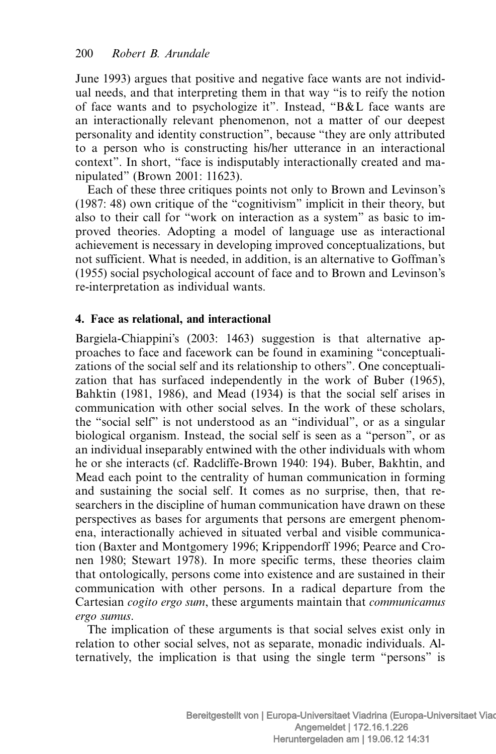June 1993) argues that positive and negative face wants are not individual needs, and that interpreting them in that way "is to reify the notion of face wants and to psychologize it". Instead, "B&L face wants are an interactionally relevant phenomenon, not a matter of our deepest personality and identity construction", because "they are only attributed to a person who is constructing his/her utterance in an interactional context". In short, "face is indisputably interactionally created and manipulated" (Brown 2001: 11623).

Each of these three critiques points not only to Brown and Levinson's (1987: 48) own critique of the "cognitivism" implicit in their theory, but also to their call for "work on interaction as a system" as basic to improved theories. Adopting a model of language use as interactional achievement is necessary in developing improved conceptualizations, but not sufficient. What is needed, in addition, is an alternative to Goffman's (1955) social psychological account of face and to Brown and Levinson's re-interpretation as individual wants.

## 4. Face as relational, and interactional

Bargiela-Chiappini's (2003: 1463) suggestion is that alternative approaches to face and facework can be found in examining "conceptualizations of the social self and its relationship to others". One conceptualization that has surfaced independently in the work of Buber (1965), Bahktin (1981, 1986), and Mead (1934) is that the social self arises in communication with other social selves. In the work of these scholars, the "social self" is not understood as an "individual", or as a singular biological organism. Instead, the social self is seen as a "person", or as an individual inseparably entwined with the other individuals with whom he or she interacts (cf. Radcliffe-Brown 1940: 194). Buber, Bakhtin, and Mead each point to the centrality of human communication in forming and sustaining the social self. It comes as no surprise, then, that researchers in the discipline of human communication have drawn on these perspectives as bases for arguments that persons are emergent phenomena, interactionally achieved in situated verbal and visible communication (Baxter and Montgomery 1996; Krippendorff 1996; Pearce and Cronen 1980; Stewart 1978). In more specific terms, these theories claim that ontologically, persons come into existence and are sustained in their communication with other persons. In a radical departure from the Cartesian *cogito ergo sum*, these arguments maintain that *communicamus ergo sumus*.

The implication of these arguments is that social selves exist only in relation to other social selves, not as separate, monadic individuals. Alternatively, the implication is that using the single term "persons" is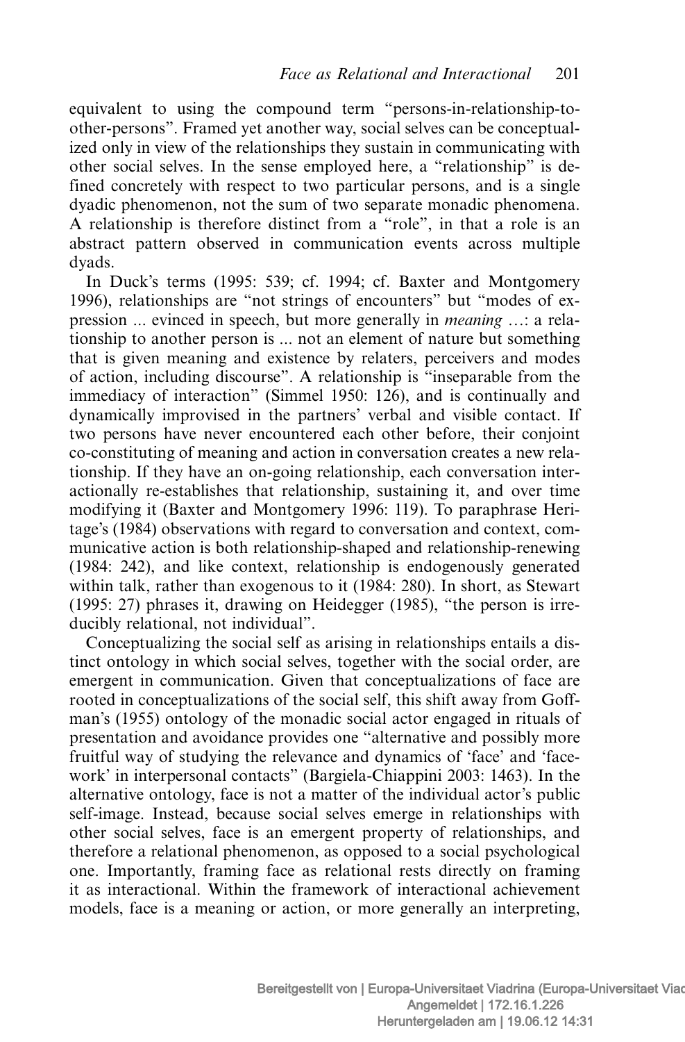equivalent to using the compound term "persons-in-relationship-to-other-persons". Framed yet another way, social selves can be conceptualized only in view of the relationships they sustain in communicating with other social selves. In the sense employed here, a "relationship" is defined concretely with respect to two particular persons, and is a single dyadic phenomenon, not the sum of two separate monadic phenomena. A relationship is therefore distinct from a "role", in that a role is an abstract pattern observed in communication events across multiple dyads.

In Duck's terms (1995: 539; cf. 1994; cf. Baxter and Montgomery 1996), relationships are "not strings of encounters" but "modes of expression ... evinced in speech, but more generally in *meaning* …: a relationship to another person is ... not an element of nature but something that is given meaning and existence by relaters, perceivers and modes of action, including discourse". A relationship is "inseparable from the immediacy of interaction" (Simmel 1950: 126), and is continually and dynamically improvised in the partners' verbal and visible contact. If two persons have never encountered each other before, their conjoint co-constituting of meaning and action in conversation creates a new relationship. If they have an on-going relationship, each conversation interactionally re-establishes that relationship, sustaining it, and over time modifying it (Baxter and Montgomery 1996: 119). To paraphrase Heritage's (1984) observations with regard to conversation and context, communicative action is both relationship-shaped and relationship-renewing (1984: 242), and like context, relationship is endogenously generated within talk, rather than exogenous to it (1984: 280). In short, as Stewart (1995: 27) phrases it, drawing on Heidegger (1985), "the person is irreducibly relational, not individual".

Conceptualizing the social self as arising in relationships entails a distinct ontology in which social selves, together with the social order, are emergent in communication. Given that conceptualizations of face are rooted in conceptualizations of the social self, this shift away from Goffman's (1955) ontology of the monadic social actor engaged in rituals of presentation and avoidance provides one "alternative and possibly more fruitful way of studying the relevance and dynamics of 'face' and 'facework' in interpersonal contacts" (Bargiela-Chiappini 2003: 1463). In the alternative ontology, face is not a matter of the individual actor's public self-image. Instead, because social selves emerge in relationships with other social selves, face is an emergent property of relationships, and therefore a relational phenomenon, as opposed to a social psychological one. Importantly, framing face as relational rests directly on framing it as interactional. Within the framework of interactional achievement models, face is a meaning or action, or more generally an interpreting,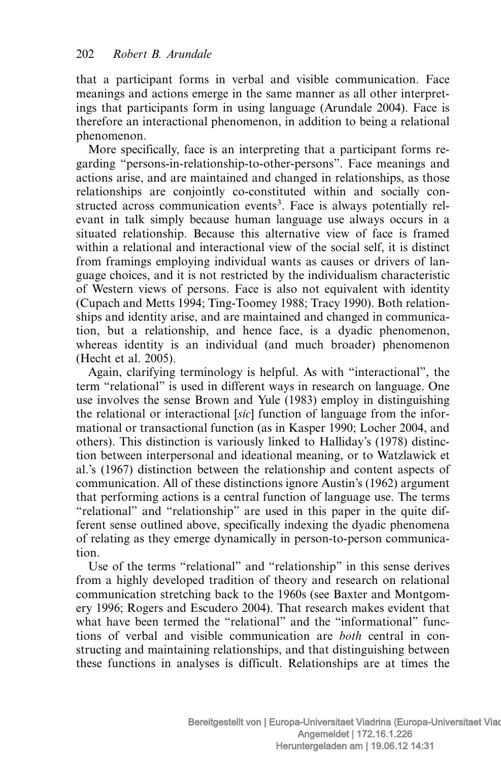that a participant forms in verbal and visible communication. Face meanings and actions emerge in the same manner as all other interpretings that participants form in using language (Arundale 2004). Face is therefore an interactional phenomenon, in addition to being a relational phenomenon.

More specifically, face is an interpreting that a participant forms regarding "persons-in-relationship-to-other-persons". Face meanings and actions arise, and are maintained and changed in relationships, as those relationships are conjointly co-constituted within and socially constructed across communication events[3]. Face is always potentially relevant in talk simply because human language use always occurs in a situated relationship. Because this alternative view of face is framed within a relational and interactional view of the social self, it is distinct from framings employing individual wants as causes or drivers of language choices, and it is not restricted by the individualism characteristic of Western views of persons. Face is also not equivalent with identity (Cupach and Metts 1994; Ting-Toomey 1988; Tracy 1990). Both relationships and identity arise, and are maintained and changed in communication, but a relationship, and hence face, is a dyadic phenomenon, whereas identity is an individual (and much broader) phenomenon (Hecht et al. 2005).

Again, clarifying terminology is helpful. As with "interactional", the term "relational" is used in different ways in research on language. One use involves the sense Brown and Yule (1983) employ in distinguishing the relational or interactional [*sic*] function of language from the informational or transactional function (as in Kasper 1990; Locher 2004, and others). This distinction is variously linked to Halliday's (1978) distinction between interpersonal and ideational meaning, or to Watzlawick et al.'s (1967) distinction between the relationship and content aspects of communication. All of these distinctions ignore Austin's (1962) argument that performing actions is a central function of language use. The terms "relational" and "relationship" are used in this paper in the quite different sense outlined above, specifically indexing the dyadic phenomena of relating as they emerge dynamically in person-to-person communication.

Use of the terms "relational" and "relationship" in this sense derives from a highly developed tradition of theory and research on relational communication stretching back to the 1960s (see Baxter and Montgomery 1996; Rogers and Escudero 2004). That research makes evident that what have been termed the "relational" and the "informational" functions of verbal and visible communication are *both* central in constructing and maintaining relationships, and that distinguishing between these functions in analyses is difficult. Relationships are at times the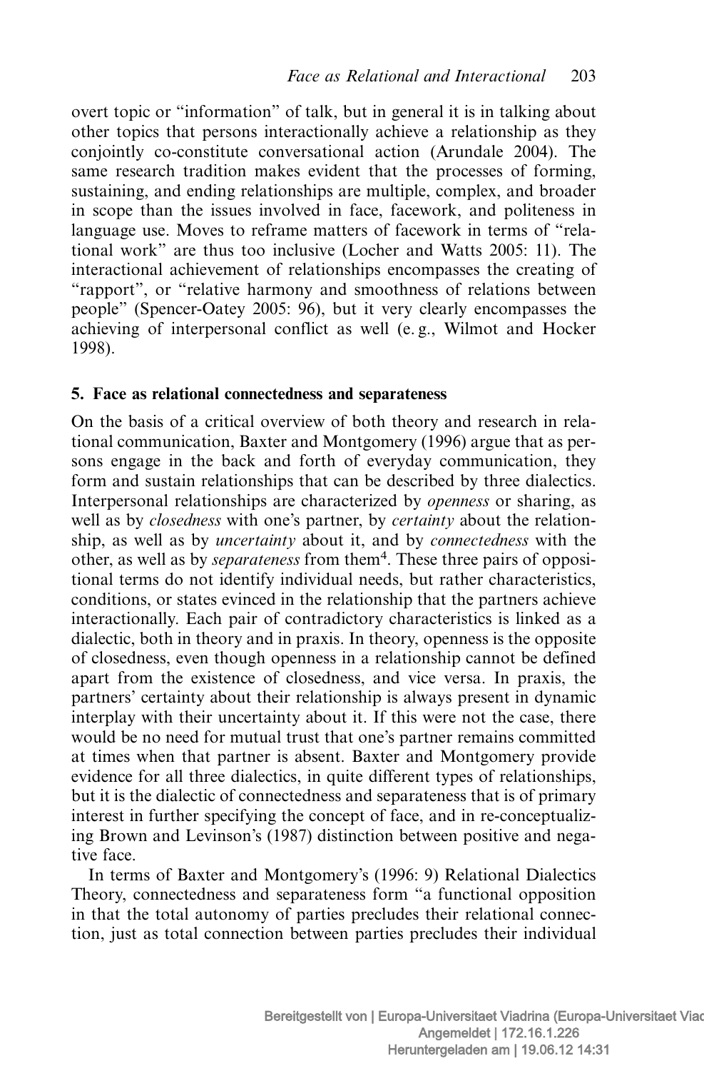overt topic or "information" of talk, but in general it is in talking about other topics that persons interactionally achieve a relationship as they conjointly co-constitute conversational action (Arundale 2004). The same research tradition makes evident that the processes of forming, sustaining, and ending relationships are multiple, complex, and broader in scope than the issues involved in face, facework, and politeness in language use. Moves to reframe matters of facework in terms of "relational work" are thus too inclusive (Locher and Watts 2005: 11). The interactional achievement of relationships encompasses the creating of "rapport", or "relative harmony and smoothness of relations between people" (Spencer-Oatey 2005: 96), but it very clearly encompasses the achieving of interpersonal conflict as well (e. g., Wilmot and Hocker 1998).

## 5. Face as relational connectedness and separateness

On the basis of a critical overview of both theory and research in relational communication, Baxter and Montgomery (1996) argue that as persons engage in the back and forth of everyday communication, they form and sustain relationships that can be described by three dialectics. Interpersonal relationships are characterized by *openness* or sharing, as well as by *closedness* with one's partner, by *certainty* about the relationship, as well as by *uncertainty* about it, and by *connectedness* with the other, as well as by *separateness* from them[4]. These three pairs of oppositional terms do not identify individual needs, but rather characteristics, conditions, or states evinced in the relationship that the partners achieve interactionally. Each pair of contradictory characteristics is linked as a dialectic, both in theory and in praxis. In theory, openness is the opposite of closedness, even though openness in a relationship cannot be defined apart from the existence of closedness, and vice versa. In praxis, the partners' certainty about their relationship is always present in dynamic interplay with their uncertainty about it. If this were not the case, there would be no need for mutual trust that one's partner remains committed at times when that partner is absent. Baxter and Montgomery provide evidence for all three dialectics, in quite different types of relationships, but it is the dialectic of connectedness and separateness that is of primary interest in further specifying the concept of face, and in re-conceptualizing Brown and Levinson's (1987) distinction between positive and negative face.

In terms of Baxter and Montgomery's (1996: 9) Relational Dialectics Theory, connectedness and separateness form "a functional opposition in that the total autonomy of parties precludes their relational connection, just as total connection between parties precludes their individual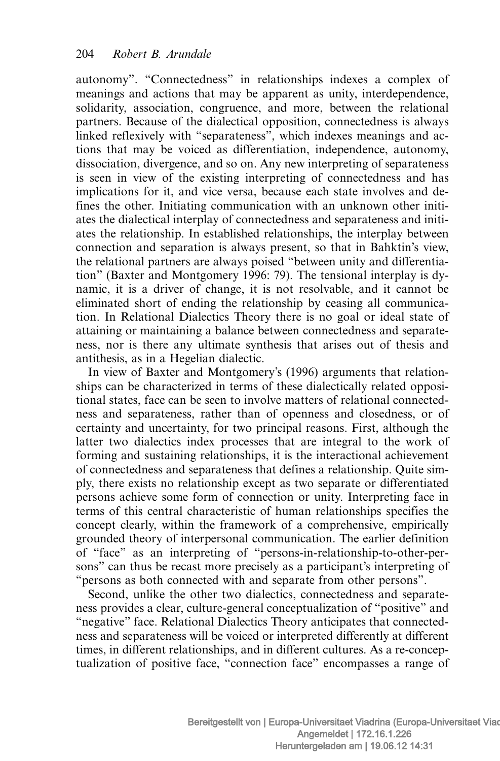autonomy". "Connectedness" in relationships indexes a complex of meanings and actions that may be apparent as unity, interdependence, solidarity, association, congruence, and more, between the relational partners. Because of the dialectical opposition, connectedness is always linked reflexively with "separateness", which indexes meanings and actions that may be voiced as differentiation, independence, autonomy, dissociation, divergence, and so on. Any new interpreting of separateness is seen in view of the existing interpreting of connectedness and has implications for it, and vice versa, because each state involves and defines the other. Initiating communication with an unknown other initiates the dialectical interplay of connectedness and separateness and initiates the relationship. In established relationships, the interplay between connection and separation is always present, so that in Bahktin's view, the relational partners are always poised "between unity and differentiation" (Baxter and Montgomery 1996: 79). The tensional interplay is dynamic, it is a driver of change, it is not resolvable, and it cannot be eliminated short of ending the relationship by ceasing all communication. In Relational Dialectics Theory there is no goal or ideal state of attaining or maintaining a balance between connectedness and separateness, nor is there any ultimate synthesis that arises out of thesis and antithesis, as in a Hegelian dialectic.

In view of Baxter and Montgomery's (1996) arguments that relationships can be characterized in terms of these dialectically related oppositional states, face can be seen to involve matters of relational connectedness and separateness, rather than of openness and closedness, or of certainty and uncertainty, for two principal reasons. First, although the latter two dialectics index processes that are integral to the work of forming and sustaining relationships, it is the interactional achievement of connectedness and separateness that defines a relationship. Quite simply, there exists no relationship except as two separate or differentiated persons achieve some form of connection or unity. Interpreting face in terms of this central characteristic of human relationships specifies the concept clearly, within the framework of a comprehensive, empirically grounded theory of interpersonal communication. The earlier definition of "face" as an interpreting of "persons-in-relationship-to-other-persons" can thus be recast more precisely as a participant's interpreting of "persons as both connected with and separate from other persons".

Second, unlike the other two dialectics, connectedness and separateness provides a clear, culture-general conceptualization of "positive" and "negative" face. Relational Dialectics Theory anticipates that connectedness and separateness will be voiced or interpreted differently at different times, in different relationships, and in different cultures. As a re-conceptualization of positive face, "connection face" encompasses a range of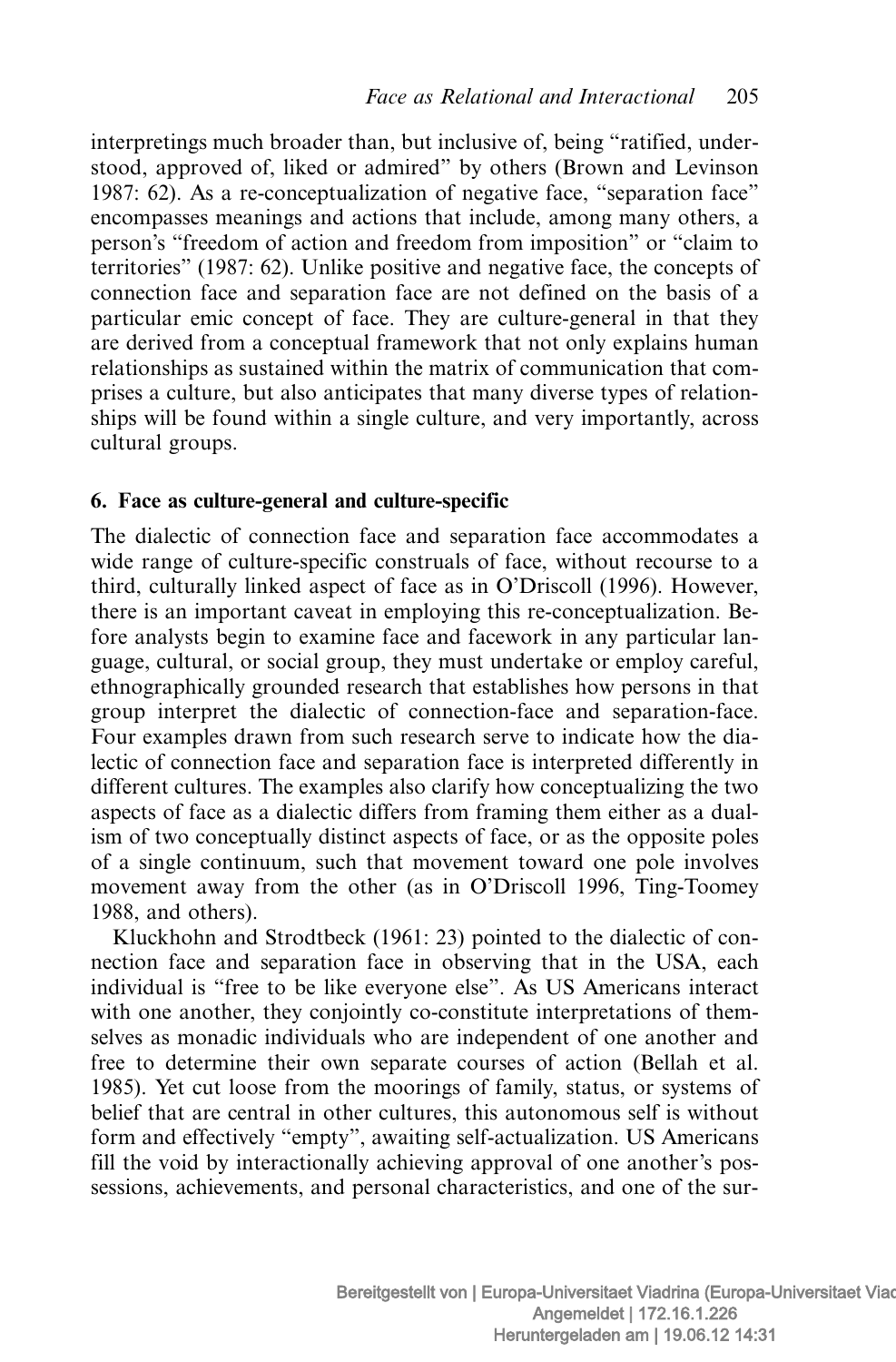interpretings much broader than, but inclusive of, being "ratified, understood, approved of, liked or admired" by others (Brown and Levinson 1987: 62). As a re-conceptualization of negative face, "separation face" encompasses meanings and actions that include, among many others, a person's "freedom of action and freedom from imposition" or "claim to territories" (1987: 62). Unlike positive and negative face, the concepts of connection face and separation face are not defined on the basis of a particular emic concept of face. They are culture-general in that they are derived from a conceptual framework that not only explains human relationships as sustained within the matrix of communication that comprises a culture, but also anticipates that many diverse types of relationships will be found within a single culture, and very importantly, across cultural groups.

## 6. Face as culture-general and culture-specific

The dialectic of connection face and separation face accommodates a wide range of culture-specific construals of face, without recourse to a third, culturally linked aspect of face as in O'Driscoll (1996). However, there is an important caveat in employing this re-conceptualization. Before analysts begin to examine face and facework in any particular language, cultural, or social group, they must undertake or employ careful, ethnographically grounded research that establishes how persons in that group interpret the dialectic of connection-face and separation-face. Four examples drawn from such research serve to indicate how the dialectic of connection face and separation face is interpreted differently in different cultures. The examples also clarify how conceptualizing the two aspects of face as a dialectic differs from framing them either as a dualism of two conceptually distinct aspects of face, or as the opposite poles of a single continuum, such that movement toward one pole involves movement away from the other (as in O'Driscoll 1996, Ting-Toomey 1988, and others).

Kluckhohn and Strodtbeck (1961: 23) pointed to the dialectic of connection face and separation face in observing that in the USA, each individual is "free to be like everyone else". As US Americans interact with one another, they conjointly co-constitute interpretations of themselves as monadic individuals who are independent of one another and free to determine their own separate courses of action (Bellah et al. 1985). Yet cut loose from the moorings of family, status, or systems of belief that are central in other cultures, this autonomous self is without form and effectively "empty", awaiting self-actualization. US Americans fill the void by interactionally achieving approval of one another's possessions, achievements, and personal characteristics, and one of the sur-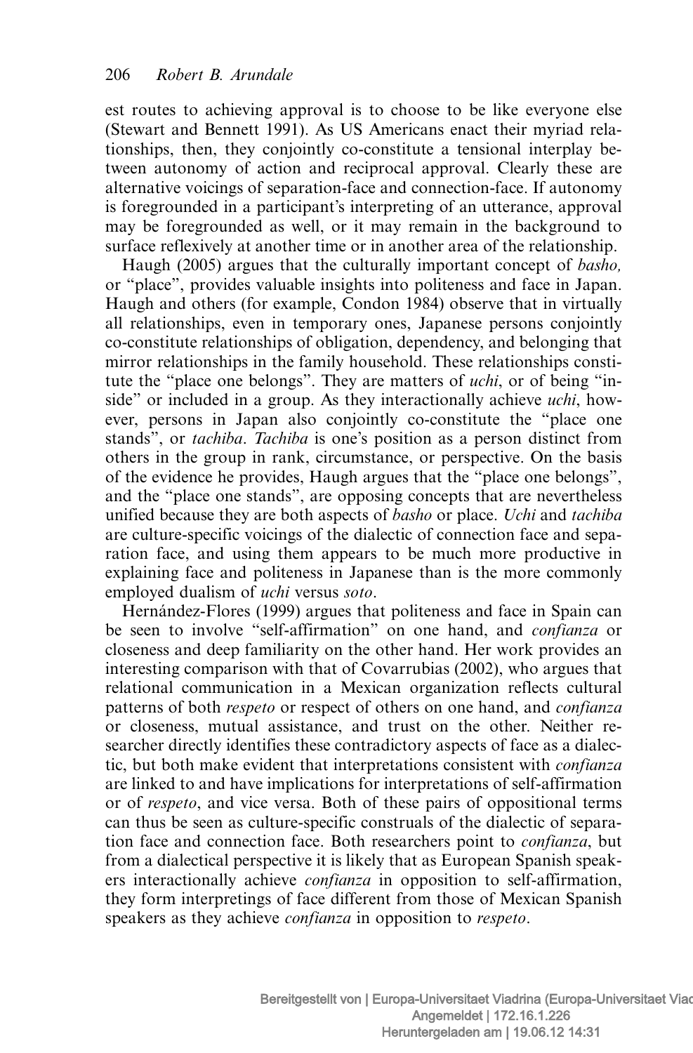est routes to achieving approval is to choose to be like everyone else (Stewart and Bennett 1991). As US Americans enact their myriad relationships, then, they conjointly co-constitute a tensional interplay between autonomy of action and reciprocal approval. Clearly these are alternative voicings of separation-face and connection-face. If autonomy is foregrounded in a participant's interpreting of an utterance, approval may be foregrounded as well, or it may remain in the background to surface reflexively at another time or in another area of the relationship.

Haugh (2005) argues that the culturally important concept of *basho,* or "place", provides valuable insights into politeness and face in Japan. Haugh and others (for example, Condon 1984) observe that in virtually all relationships, even in temporary ones, Japanese persons conjointly co-constitute relationships of obligation, dependency, and belonging that mirror relationships in the family household. These relationships constitute the "place one belongs". They are matters of *uchi*, or of being "inside" or included in a group. As they interactionally achieve *uchi*, however, persons in Japan also conjointly co-constitute the "place one stands", or *tachiba*. *Tachiba* is one's position as a person distinct from others in the group in rank, circumstance, or perspective. On the basis of the evidence he provides, Haugh argues that the "place one belongs", and the "place one stands", are opposing concepts that are nevertheless unified because they are both aspects of *basho* or place. *Uchi* and *tachiba* are culture-specific voicings of the dialectic of connection face and separation face, and using them appears to be much more productive in explaining face and politeness in Japanese than is the more commonly employed dualism of *uchi* versus *soto*.

Hernández-Flores (1999) argues that politeness and face in Spain can be seen to involve "self-affirmation" on one hand, and *confianza* or closeness and deep familiarity on the other hand. Her work provides an interesting comparison with that of Covarrubias (2002), who argues that relational communication in a Mexican organization reflects cultural patterns of both *respeto* or respect of others on one hand, and *confianza* or closeness, mutual assistance, and trust on the other. Neither researcher directly identifies these contradictory aspects of face as a dialectic, but both make evident that interpretations consistent with *confianza* are linked to and have implications for interpretations of self-affirmation or of *respeto*, and vice versa. Both of these pairs of oppositional terms can thus be seen as culture-specific construals of the dialectic of separation face and connection face. Both researchers point to *confianza*, but from a dialectical perspective it is likely that as European Spanish speakers interactionally achieve *confianza* in opposition to self-affirmation, they form interpretings of face different from those of Mexican Spanish speakers as they achieve *confianza* in opposition to *respeto*.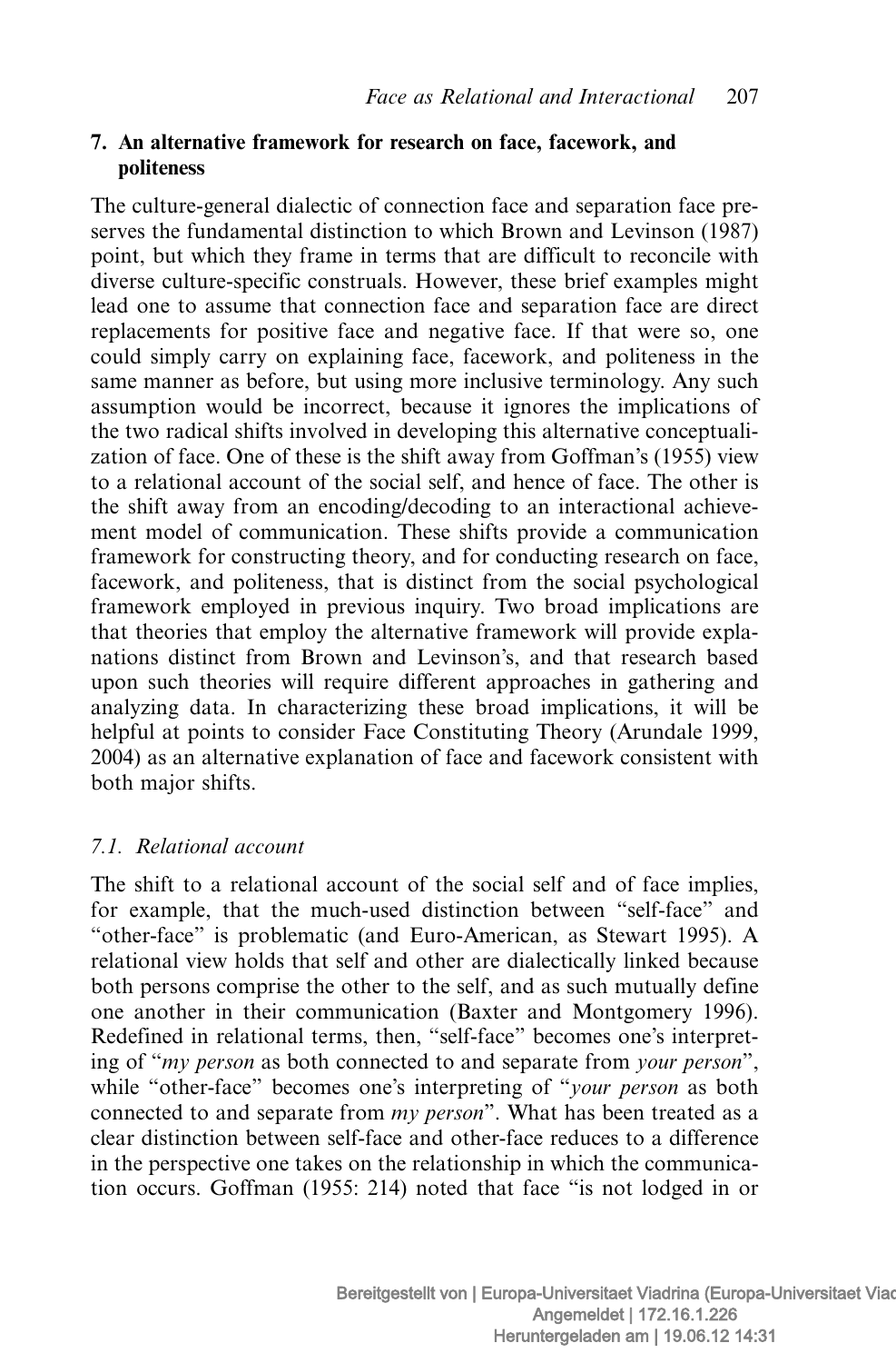## 7. An alternative framework for research on face, facework, and politeness

The culture-general dialectic of connection face and separation face preserves the fundamental distinction to which Brown and Levinson (1987) point, but which they frame in terms that are difficult to reconcile with diverse culture-specific construals. However, these brief examples might lead one to assume that connection face and separation face are direct replacements for positive face and negative face. If that were so, one could simply carry on explaining face, facework, and politeness in the same manner as before, but using more inclusive terminology. Any such assumption would be incorrect, because it ignores the implications of the two radical shifts involved in developing this alternative conceptualization of face. One of these is the shift away from Goffman's (1955) view to a relational account of the social self, and hence of face. The other is the shift away from an encoding/decoding to an interactional achievement model of communication. These shifts provide a communication framework for constructing theory, and for conducting research on face, facework, and politeness, that is distinct from the social psychological framework employed in previous inquiry. Two broad implications are that theories that employ the alternative framework will provide explanations distinct from Brown and Levinson's, and that research based upon such theories will require different approaches in gathering and analyzing data. In characterizing these broad implications, it will be helpful at points to consider Face Constituting Theory (Arundale 1999, 2004) as an alternative explanation of face and facework consistent with both major shifts.

### *7.1. Relational account*

The shift to a relational account of the social self and of face implies, for example, that the much-used distinction between "self-face" and "other-face" is problematic (and Euro-American, as Stewart 1995). A relational view holds that self and other are dialectically linked because both persons comprise the other to the self, and as such mutually define one another in their communication (Baxter and Montgomery 1996). Redefined in relational terms, then, "self-face" becomes one's interpreting of "*my person* as both connected to and separate from *your person*", while "other-face" becomes one's interpreting of "*your person* as both connected to and separate from *my person*". What has been treated as a clear distinction between self-face and other-face reduces to a difference in the perspective one takes on the relationship in which the communication occurs. Goffman (1955: 214) noted that face "is not lodged in or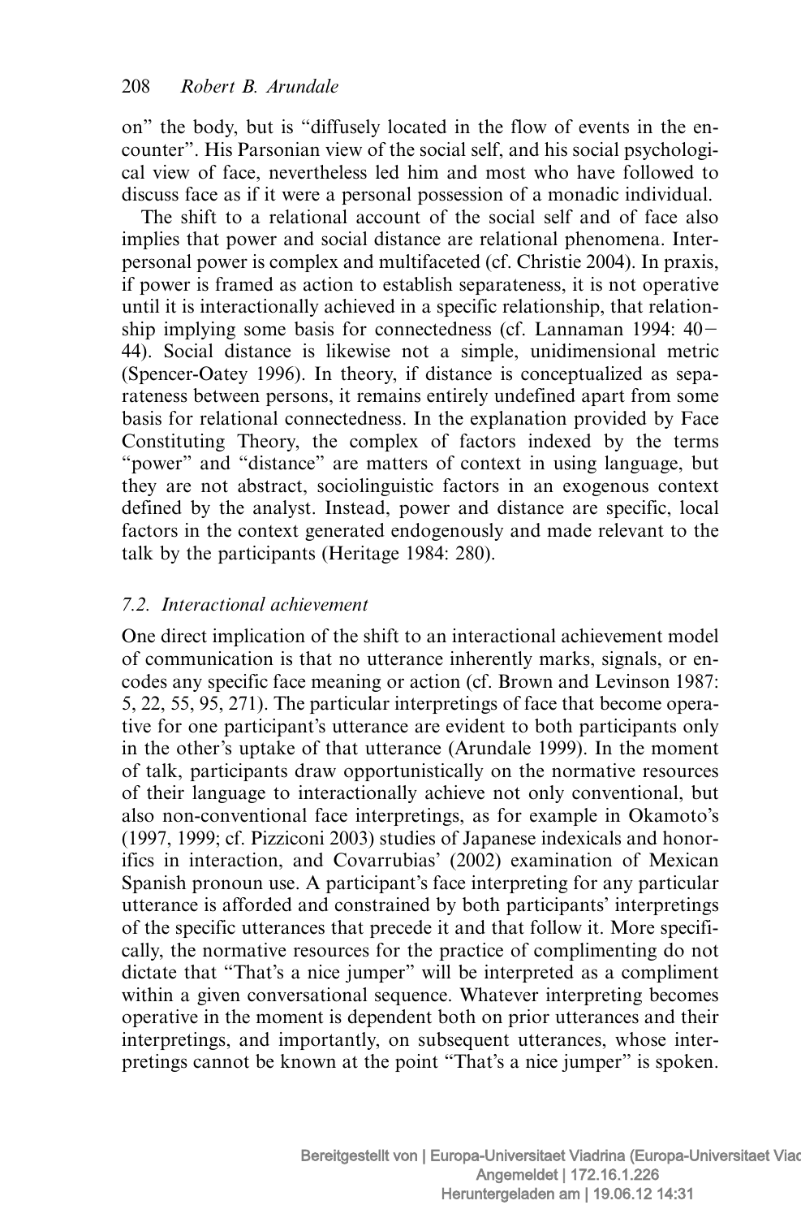on" the body, but is "diffusely located in the flow of events in the encounter". His Parsonian view of the social self, and his social psychological view of face, nevertheless led him and most who have followed to discuss face as if it were a personal possession of a monadic individual.

The shift to a relational account of the social self and of face also implies that power and social distance are relational phenomena. Interpersonal power is complex and multifaceted (cf. Christie 2004). In praxis, if power is framed as action to establish separateness, it is not operative until it is interactionally achieved in a specific relationship, that relationship implying some basis for connectedness (cf. Lannaman 1994: 40–44). Social distance is likewise not a simple, unidimensional metric (Spencer-Oatey 1996). In theory, if distance is conceptualized as separateness between persons, it remains entirely undefined apart from some basis for relational connectedness. In the explanation provided by Face Constituting Theory, the complex of factors indexed by the terms "power" and "distance" are matters of context in using language, but they are not abstract, sociolinguistic factors in an exogenous context defined by the analyst. Instead, power and distance are specific, local factors in the context generated endogenously and made relevant to the talk by the participants (Heritage 1984: 280).

### 7.2. *Interactional achievement*

One direct implication of the shift to an interactional achievement model of communication is that no utterance inherently marks, signals, or encodes any specific face meaning or action (cf. Brown and Levinson 1987: 5, 22, 55, 95, 271). The particular interpretings of face that become operative for one participant's utterance are evident to both participants only in the other's uptake of that utterance (Arundale 1999). In the moment of talk, participants draw opportunistically on the normative resources of their language to interactionally achieve not only conventional, but also non-conventional face interpretings, as for example in Okamoto's (1997, 1999; cf. Pizziconi 2003) studies of Japanese indexicals and honorifics in interaction, and Covarrubias' (2002) examination of Mexican Spanish pronoun use. A participant's face interpreting for any particular utterance is afforded and constrained by both participants' interpretings of the specific utterances that precede it and that follow it. More specifically, the normative resources for the practice of complimenting do not dictate that "That's a nice jumper" will be interpreted as a compliment within a given conversational sequence. Whatever interpreting becomes operative in the moment is dependent both on prior utterances and their interpretings, and importantly, on subsequent utterances, whose interpretings cannot be known at the point "That's a nice jumper" is spoken.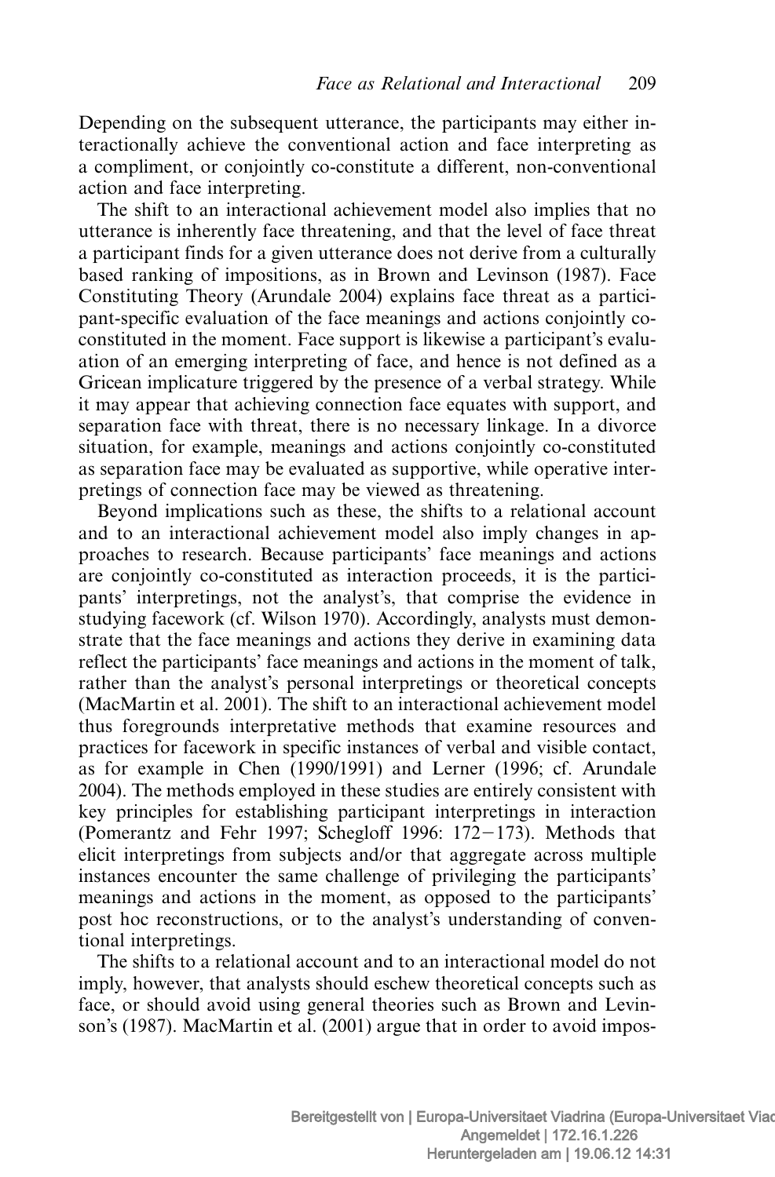Depending on the subsequent utterance, the participants may either interactionally achieve the conventional action and face interpreting as a compliment, or conjointly co-constitute a different, non-conventional action and face interpreting.

The shift to an interactional achievement model also implies that no utterance is inherently face threatening, and that the level of face threat a participant finds for a given utterance does not derive from a culturally based ranking of impositions, as in Brown and Levinson (1987). Face Constituting Theory (Arundale 2004) explains face threat as a participant-specific evaluation of the face meanings and actions conjointly co-constituted in the moment. Face support is likewise a participant's evaluation of an emerging interpreting of face, and hence is not defined as a Gricean implicature triggered by the presence of a verbal strategy. While it may appear that achieving connection face equates with support, and separation face with threat, there is no necessary linkage. In a divorce situation, for example, meanings and actions conjointly co-constituted as separation face may be evaluated as supportive, while operative interpretings of connection face may be viewed as threatening.

Beyond implications such as these, the shifts to a relational account and to an interactional achievement model also imply changes in approaches to research. Because participants' face meanings and actions are conjointly co-constituted as interaction proceeds, it is the participants' interpretings, not the analyst's, that comprise the evidence in studying facework (cf. Wilson 1970). Accordingly, analysts must demonstrate that the face meanings and actions they derive in examining data reflect the participants' face meanings and actions in the moment of talk, rather than the analyst's personal interpretings or theoretical concepts (MacMartin et al. 2001). The shift to an interactional achievement model thus foregrounds interpretative methods that examine resources and practices for facework in specific instances of verbal and visible contact, as for example in Chen (1990/1991) and Lerner (1996; cf. Arundale 2004). The methods employed in these studies are entirely consistent with key principles for establishing participant interpretings in interaction (Pomerantz and Fehr 1997; Schegloff 1996: 172–173). Methods that elicit interpretings from subjects and/or that aggregate across multiple instances encounter the same challenge of privileging the participants' meanings and actions in the moment, as opposed to the participants' post hoc reconstructions, or to the analyst's understanding of conventional interpretings.

The shifts to a relational account and to an interactional model do not imply, however, that analysts should eschew theoretical concepts such as face, or should avoid using general theories such as Brown and Levinson's (1987). MacMartin et al. (2001) argue that in order to avoid impos-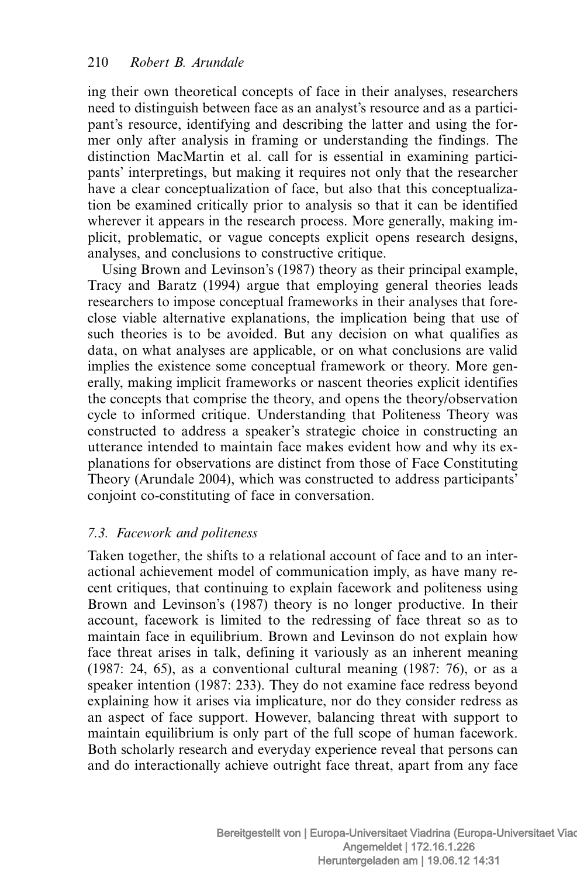ing their own theoretical concepts of face in their analyses, researchers need to distinguish between face as an analyst's resource and as a participant's resource, identifying and describing the latter and using the former only after analysis in framing or understanding the findings. The distinction MacMartin et al. call for is essential in examining participants' interpretings, but making it requires not only that the researcher have a clear conceptualization of face, but also that this conceptualization be examined critically prior to analysis so that it can be identified wherever it appears in the research process. More generally, making implicit, problematic, or vague concepts explicit opens research designs, analyses, and conclusions to constructive critique.

Using Brown and Levinson's (1987) theory as their principal example, Tracy and Baratz (1994) argue that employing general theories leads researchers to impose conceptual frameworks in their analyses that foreclose viable alternative explanations, the implication being that use of such theories is to be avoided. But any decision on what qualifies as data, on what analyses are applicable, or on what conclusions are valid implies the existence some conceptual framework or theory. More generally, making implicit frameworks or nascent theories explicit identifies the concepts that comprise the theory, and opens the theory/observation cycle to informed critique. Understanding that Politeness Theory was constructed to address a speaker's strategic choice in constructing an utterance intended to maintain face makes evident how and why its explanations for observations are distinct from those of Face Constituting Theory (Arundale 2004), which was constructed to address participants' conjoint co-constituting of face in conversation.

### *7.3. Facework and politeness*

Taken together, the shifts to a relational account of face and to an interactional achievement model of communication imply, as have many recent critiques, that continuing to explain facework and politeness using Brown and Levinson's (1987) theory is no longer productive. In their account, facework is limited to the redressing of face threat so as to maintain face in equilibrium. Brown and Levinson do not explain how face threat arises in talk, defining it variously as an inherent meaning (1987: 24, 65), as a conventional cultural meaning (1987: 76), or as a speaker intention (1987: 233). They do not examine face redress beyond explaining how it arises via implicature, nor do they consider redress as an aspect of face support. However, balancing threat with support to maintain equilibrium is only part of the full scope of human facework. Both scholarly research and everyday experience reveal that persons can and do interactionally achieve outright face threat, apart from any face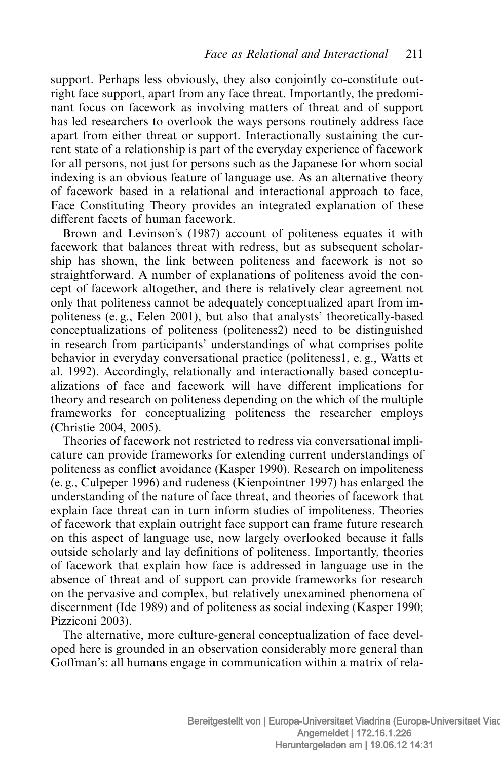support. Perhaps less obviously, they also conjointly co-constitute outright face support, apart from any face threat. Importantly, the predominant focus on facework as involving matters of threat and of support has led researchers to overlook the ways persons routinely address face apart from either threat or support. Interactionally sustaining the current state of a relationship is part of the everyday experience of facework for all persons, not just for persons such as the Japanese for whom social indexing is an obvious feature of language use. As an alternative theory of facework based in a relational and interactional approach to face, Face Constituting Theory provides an integrated explanation of these different facets of human facework.

Brown and Levinson's (1987) account of politeness equates it with facework that balances threat with redress, but as subsequent scholarship has shown, the link between politeness and facework is not so straightforward. A number of explanations of politeness avoid the concept of facework altogether, and there is relatively clear agreement not only that politeness cannot be adequately conceptualized apart from impoliteness (e. g., Eelen 2001), but also that analysts' theoretically-based conceptualizations of politeness (politeness2) need to be distinguished in research from participants' understandings of what comprises polite behavior in everyday conversational practice (politeness1, e. g., Watts et al. 1992). Accordingly, relationally and interactionally based conceptualizations of face and facework will have different implications for theory and research on politeness depending on the which of the multiple frameworks for conceptualizing politeness the researcher employs (Christie 2004, 2005).

Theories of facework not restricted to redress via conversational implicature can provide frameworks for extending current understandings of politeness as conflict avoidance (Kasper 1990). Research on impoliteness (e. g., Culpeper 1996) and rudeness (Kienpointner 1997) has enlarged the understanding of the nature of face threat, and theories of facework that explain face threat can in turn inform studies of impoliteness. Theories of facework that explain outright face support can frame future research on this aspect of language use, now largely overlooked because it falls outside scholarly and lay definitions of politeness. Importantly, theories of facework that explain how face is addressed in language use in the absence of threat and of support can provide frameworks for research on the pervasive and complex, but relatively unexamined phenomena of discernment (Ide 1989) and of politeness as social indexing (Kasper 1990; Pizziconi 2003).

The alternative, more culture-general conceptualization of face developed here is grounded in an observation considerably more general than Goffman's: all humans engage in communication within a matrix of rela-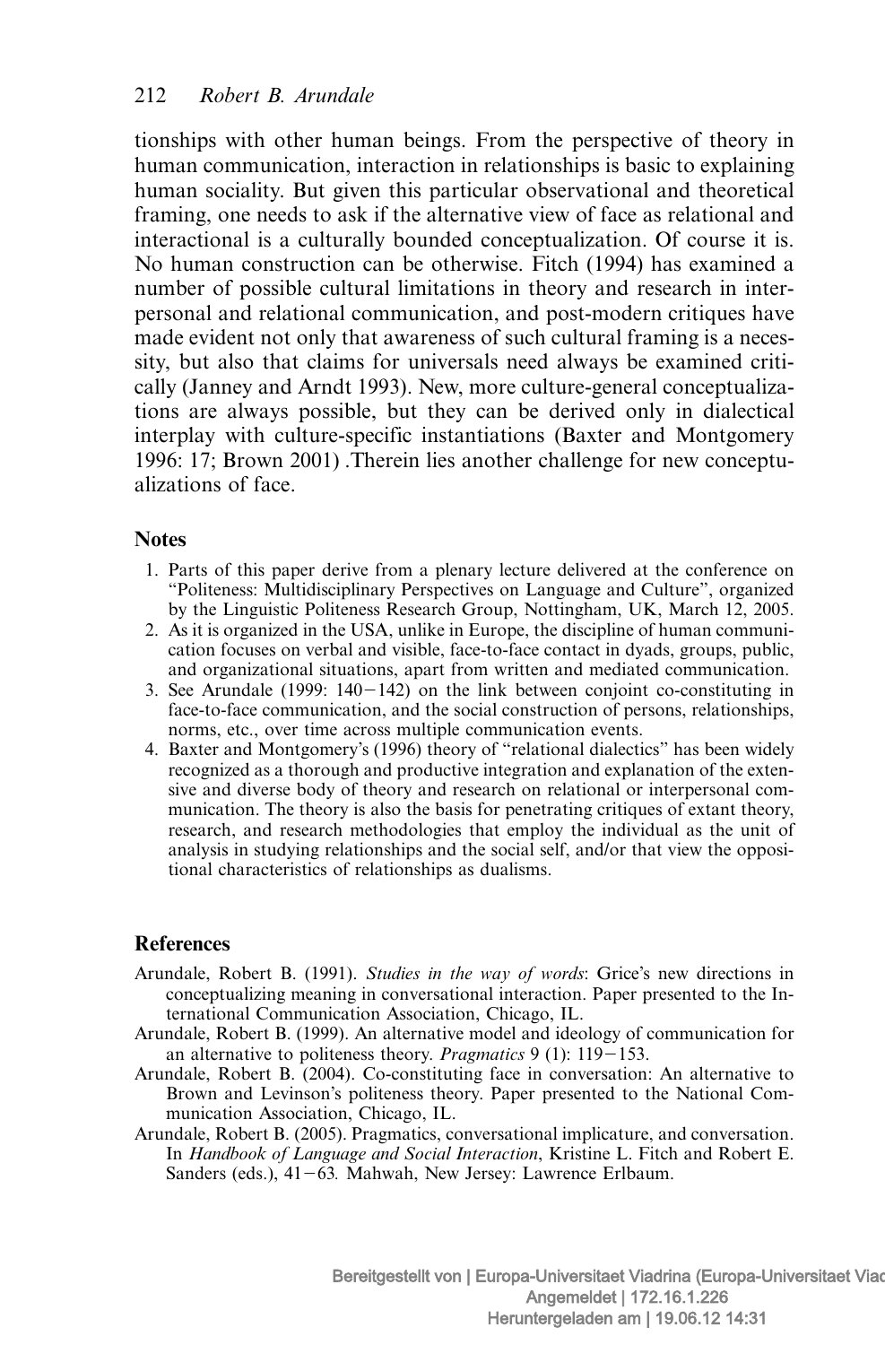tionships with other human beings. From the perspective of theory in human communication, interaction in relationships is basic to explaining human sociality. But given this particular observational and theoretical framing, one needs to ask if the alternative view of face as relational and interactional is a culturally bounded conceptualization. Of course it is. No human construction can be otherwise. Fitch (1994) has examined a number of possible cultural limitations in theory and research in interpersonal and relational communication, and post-modern critiques have made evident not only that awareness of such cultural framing is a necessity, but also that claims for universals need always be examined critically (Janney and Arndt 1993). New, more culture-general conceptualizations are always possible, but they can be derived only in dialectical interplay with culture-specific instantiations (Baxter and Montgomery 1996: 17; Brown 2001) .Therein lies another challenge for new conceptualizations of face.

## Notes

1. Parts of this paper derive from a plenary lecture delivered at the conference on "Politeness: Multidisciplinary Perspectives on Language and Culture", organized by the Linguistic Politeness Research Group, Nottingham, UK, March 12, 2005.
2. As it is organized in the USA, unlike in Europe, the discipline of human communication focuses on verbal and visible, face-to-face contact in dyads, groups, public, and organizational situations, apart from written and mediated communication.
3. See Arundale (1999: 140−142) on the link between conjoint co-constituting in face-to-face communication, and the social construction of persons, relationships, norms, etc., over time across multiple communication events.
4. Baxter and Montgomery's (1996) theory of "relational dialectics" has been widely recognized as a thorough and productive integration and explanation of the extensive and diverse body of theory and research on relational or interpersonal communication. The theory is also the basis for penetrating critiques of extant theory, research, and research methodologies that employ the individual as the unit of analysis in studying relationships and the social self, and/or that view the oppositional characteristics of relationships as dualisms.

## References

Arundale, Robert B. (1991). *Studies in the way of words*: Grice's new directions in conceptualizing meaning in conversational interaction. Paper presented to the International Communication Association, Chicago, IL.

Arundale, Robert B. (1999). An alternative model and ideology of communication for an alternative to politeness theory. *Pragmatics* 9 (1): 119−153.

Arundale, Robert B. (2004). Co-constituting face in conversation: An alternative to Brown and Levinson's politeness theory. Paper presented to the National Communication Association, Chicago, IL.

Arundale, Robert B. (2005). Pragmatics, conversational implicature, and conversation. In *Handbook of Language and Social Interaction*, Kristine L. Fitch and Robert E. Sanders (eds.), 41−63*.* Mahwah, New Jersey: Lawrence Erlbaum.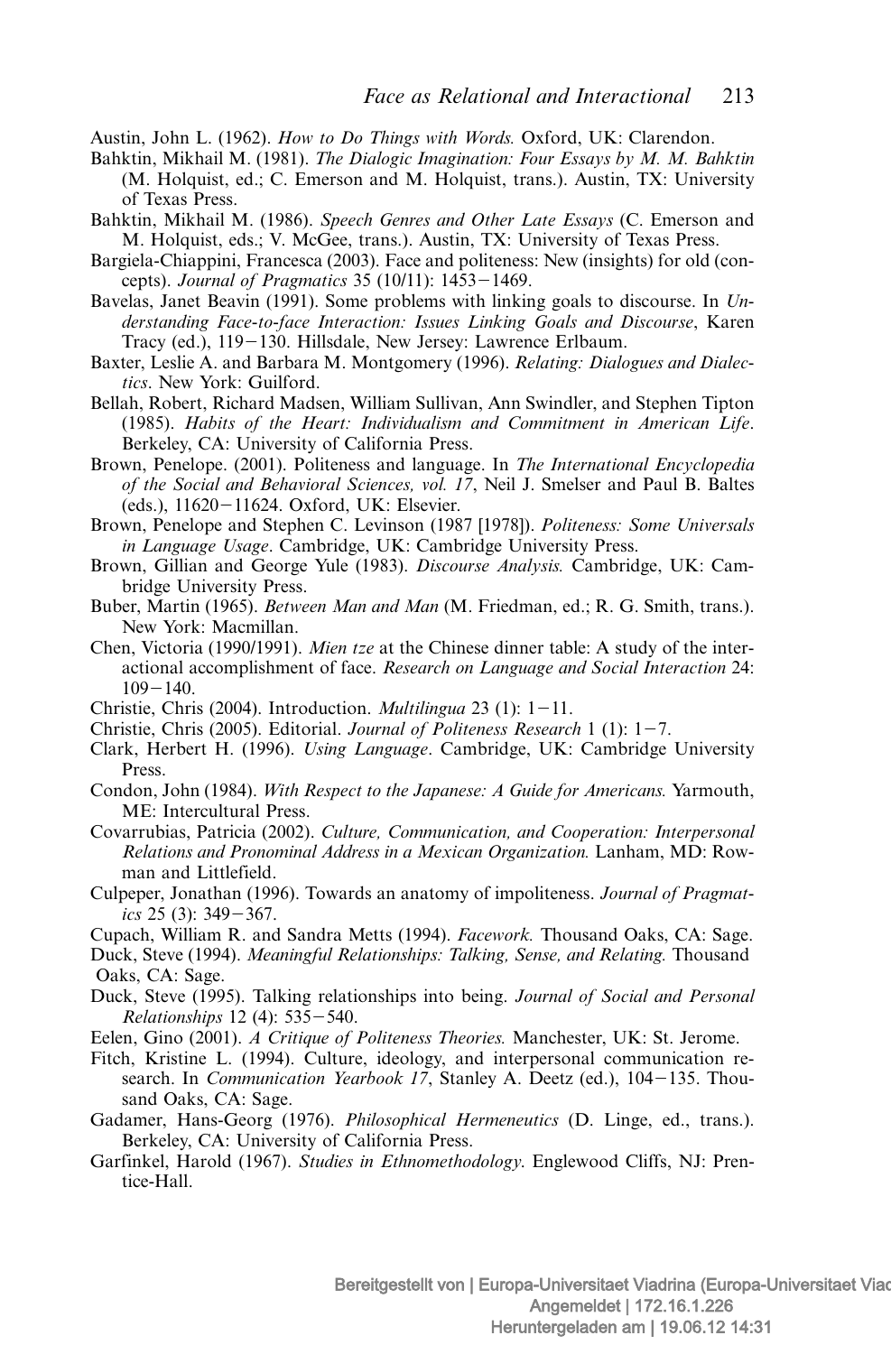Austin, John L. (1962). *How to Do Things with Words.* Oxford, UK: Clarendon.

Bahktin, Mikhail M. (1981). *The Dialogic Imagination: Four Essays by M. M. Bahktin* (M. Holquist, ed.; C. Emerson and M. Holquist, trans.). Austin, TX: University of Texas Press.

Bahktin, Mikhail M. (1986). *Speech Genres and Other Late Essays* (C. Emerson and M. Holquist, eds.; V. McGee, trans.). Austin, TX: University of Texas Press.

Bargiela-Chiappini, Francesca (2003). Face and politeness: New (insights) for old (concepts). *Journal of Pragmatics* 35 (10/11): 1453–1469.

Bavelas, Janet Beavin (1991). Some problems with linking goals to discourse. In *Understanding Face-to-face Interaction: Issues Linking Goals and Discourse*, Karen Tracy (ed.), 119–130. Hillsdale, New Jersey: Lawrence Erlbaum.

Baxter, Leslie A. and Barbara M. Montgomery (1996). *Relating: Dialogues and Dialectics*. New York: Guilford.

Bellah, Robert, Richard Madsen, William Sullivan, Ann Swindler, and Stephen Tipton (1985). *Habits of the Heart: Individualism and Commitment in American Life*. Berkeley, CA: University of California Press.

Brown, Penelope. (2001). Politeness and language. In *The International Encyclopedia of the Social and Behavioral Sciences, vol. 17*, Neil J. Smelser and Paul B. Baltes (eds.), 11620–11624. Oxford, UK: Elsevier.

Brown, Penelope and Stephen C. Levinson (1987 [1978]). *Politeness: Some Universals in Language Usage*. Cambridge, UK: Cambridge University Press.

Brown, Gillian and George Yule (1983). *Discourse Analysis.* Cambridge, UK: Cambridge University Press.

Buber, Martin (1965). *Between Man and Man* (M. Friedman, ed.; R. G. Smith, trans.). New York: Macmillan.

Chen, Victoria (1990/1991). *Mien tze* at the Chinese dinner table: A study of the interactional accomplishment of face. *Research on Language and Social Interaction* 24: 109–140.

Christie, Chris (2004). Introduction. *Multilingua* 23 (1): 1–11.

Christie, Chris (2005). Editorial. *Journal of Politeness Research* 1 (1): 1–7.

Clark, Herbert H. (1996). *Using Language*. Cambridge, UK: Cambridge University Press.

Condon, John (1984). *With Respect to the Japanese: A Guide for Americans.* Yarmouth, ME: Intercultural Press.

Covarrubias, Patricia (2002). *Culture, Communication, and Cooperation: Interpersonal Relations and Pronominal Address in a Mexican Organization.* Lanham, MD: Rowman and Littlefield.

Culpeper, Jonathan (1996). Towards an anatomy of impoliteness. *Journal of Pragmatics* 25 (3): 349–367.

Cupach, William R. and Sandra Metts (1994). *Facework.* Thousand Oaks, CA: Sage.

Duck, Steve (1994). *Meaningful Relationships: Talking, Sense, and Relating.* Thousand Oaks, CA: Sage.

Duck, Steve (1995). Talking relationships into being. *Journal of Social and Personal Relationships* 12 (4): 535–540.

Eelen, Gino (2001). *A Critique of Politeness Theories.* Manchester, UK: St. Jerome.

Fitch, Kristine L. (1994). Culture, ideology, and interpersonal communication research. In *Communication Yearbook 17*, Stanley A. Deetz (ed.), 104–135. Thousand Oaks, CA: Sage.

Gadamer, Hans-Georg (1976). *Philosophical Hermeneutics* (D. Linge, ed., trans.). Berkeley, CA: University of California Press.

Garfinkel, Harold (1967). *Studies in Ethnomethodology*. Englewood Cliffs, NJ: Prentice-Hall.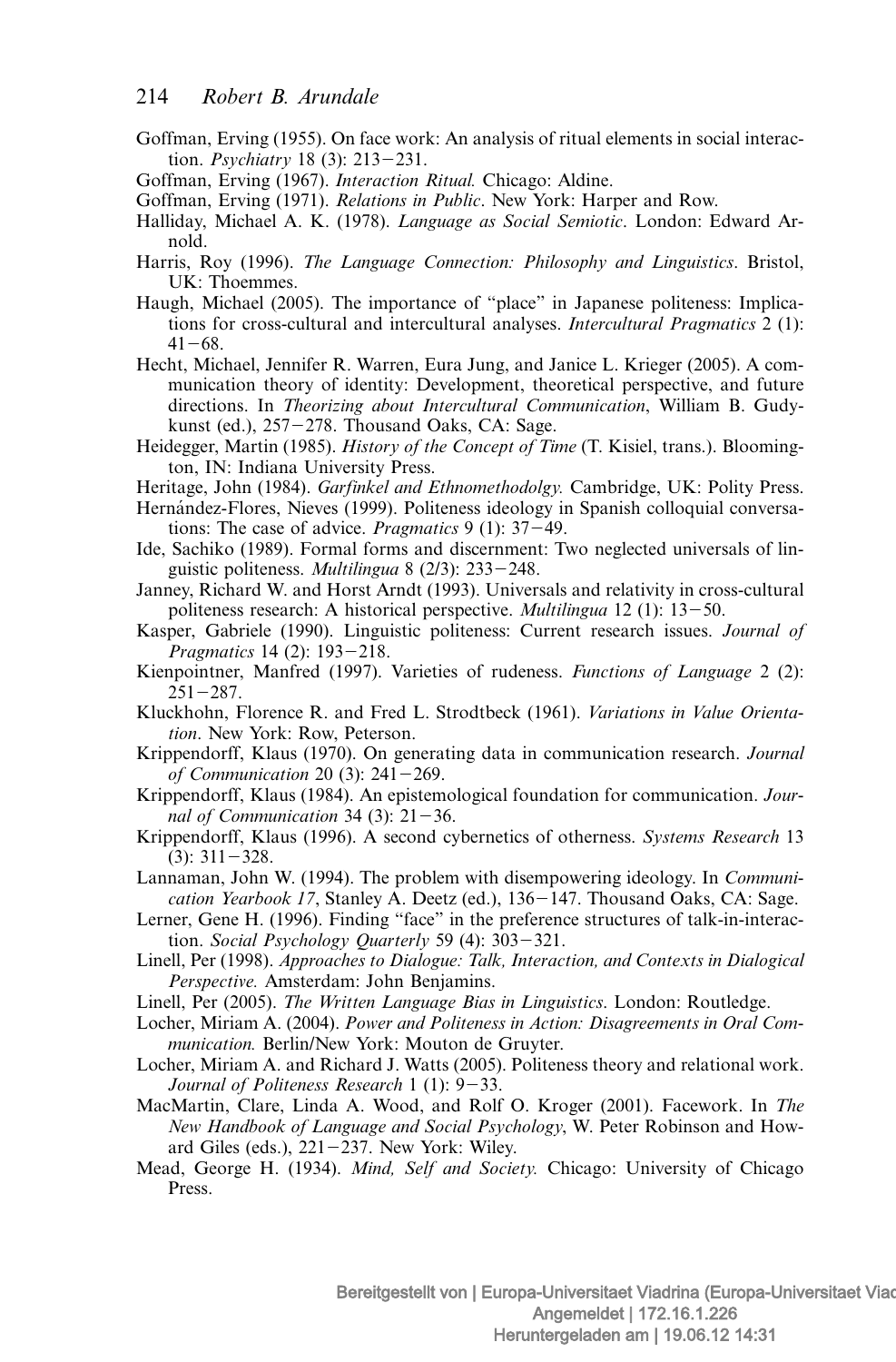Goffman, Erving (1955). On face work: An analysis of ritual elements in social interaction. *Psychiatry* 18 (3): 213–231.

Goffman, Erving (1967). *Interaction Ritual.* Chicago: Aldine.

Goffman, Erving (1971). *Relations in Public*. New York: Harper and Row.

Halliday, Michael A. K. (1978). *Language as Social Semiotic*. London: Edward Arnold.

Harris, Roy (1996). *The Language Connection: Philosophy and Linguistics*. Bristol, UK: Thoemmes.

Haugh, Michael (2005). The importance of "place" in Japanese politeness: Implications for cross-cultural and intercultural analyses. *Intercultural Pragmatics* 2 (1): 41–68.

Hecht, Michael, Jennifer R. Warren, Eura Jung, and Janice L. Krieger (2005). A communication theory of identity: Development, theoretical perspective, and future directions. In *Theorizing about Intercultural Communication*, William B. Gudykunst (ed.), 257–278. Thousand Oaks, CA: Sage.

Heidegger, Martin (1985). *History of the Concept of Time* (T. Kisiel, trans.). Bloomington, IN: Indiana University Press.

Heritage, John (1984). *Garfinkel and Ethnomethodolgy.* Cambridge, UK: Polity Press.

Hernández-Flores, Nieves (1999). Politeness ideology in Spanish colloquial conversations: The case of advice. *Pragmatics* 9 (1): 37–49.

Ide, Sachiko (1989). Formal forms and discernment: Two neglected universals of linguistic politeness. *Multilingua* 8 (2/3): 233–248.

Janney, Richard W. and Horst Arndt (1993). Universals and relativity in cross-cultural politeness research: A historical perspective. *Multilingua* 12 (1): 13–50.

Kasper, Gabriele (1990). Linguistic politeness: Current research issues. *Journal of Pragmatics* 14 (2): 193–218.

Kienpointner, Manfred (1997). Varieties of rudeness. *Functions of Language* 2 (2): 251–287.

Kluckhohn, Florence R. and Fred L. Strodtbeck (1961). *Variations in Value Orientation*. New York: Row, Peterson.

Krippendorff, Klaus (1970). On generating data in communication research. *Journal of Communication* 20 (3): 241–269.

Krippendorff, Klaus (1984). An epistemological foundation for communication. *Journal of Communication* 34 (3): 21–36.

Krippendorff, Klaus (1996). A second cybernetics of otherness. *Systems Research* 13 (3): 311–328.

Lannaman, John W. (1994). The problem with disempowering ideology. In *Communication Yearbook 17*, Stanley A. Deetz (ed.), 136–147. Thousand Oaks, CA: Sage.

Lerner, Gene H. (1996). Finding "face" in the preference structures of talk-in-interaction. *Social Psychology Quarterly* 59 (4): 303–321.

Linell, Per (1998). *Approaches to Dialogue: Talk, Interaction, and Contexts in Dialogical Perspective.* Amsterdam: John Benjamins.

Linell, Per (2005). *The Written Language Bias in Linguistics*. London: Routledge.

Locher, Miriam A. (2004). *Power and Politeness in Action: Disagreements in Oral Communication.* Berlin/New York: Mouton de Gruyter.

Locher, Miriam A. and Richard J. Watts (2005). Politeness theory and relational work. *Journal of Politeness Research* 1 (1): 9–33.

MacMartin, Clare, Linda A. Wood, and Rolf O. Kroger (2001). Facework. In *The New Handbook of Language and Social Psychology*, W. Peter Robinson and Howard Giles (eds.), 221–237. New York: Wiley.

Mead, George H. (1934). *Mind, Self and Society.* Chicago: University of Chicago Press.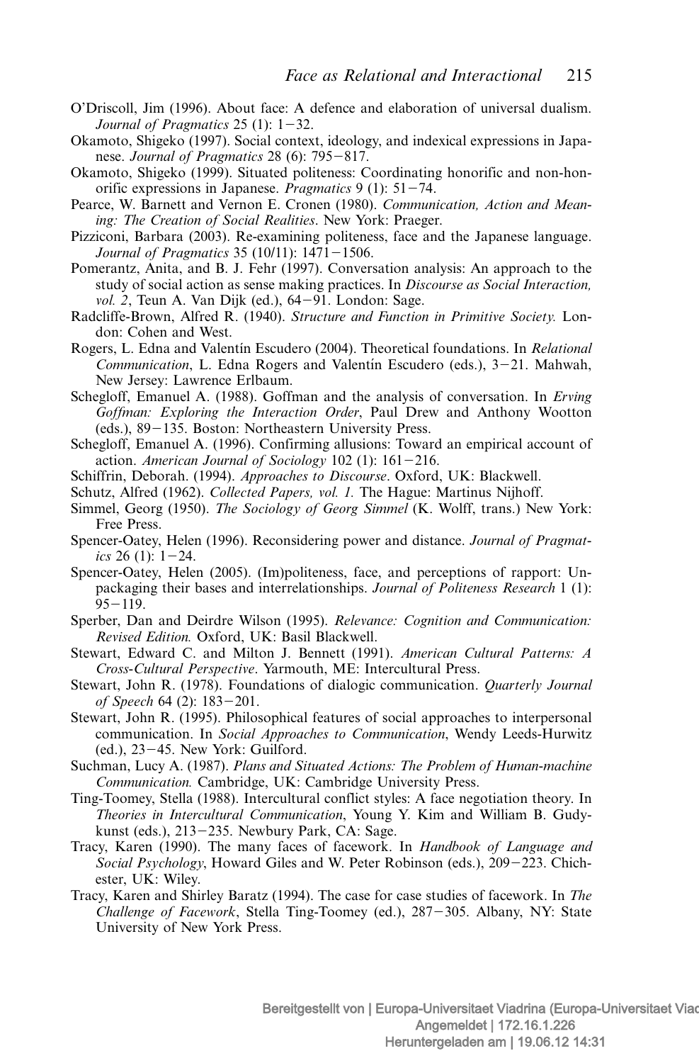O'Driscoll, Jim (1996). About face: A defence and elaboration of universal dualism. *Journal of Pragmatics* 25 (1): 1–32.

Okamoto, Shigeko (1997). Social context, ideology, and indexical expressions in Japanese. *Journal of Pragmatics* 28 (6): 795–817.

Okamoto, Shigeko (1999). Situated politeness: Coordinating honorific and non-honorific expressions in Japanese. *Pragmatics* 9 (1): 51–74.

Pearce, W. Barnett and Vernon E. Cronen (1980). *Communication, Action and Meaning: The Creation of Social Realities*. New York: Praeger.

Pizziconi, Barbara (2003). Re-examining politeness, face and the Japanese language. *Journal of Pragmatics* 35 (10/11): 1471–1506.

Pomerantz, Anita, and B. J. Fehr (1997). Conversation analysis: An approach to the study of social action as sense making practices. In *Discourse as Social Interaction, vol. 2*, Teun A. Van Dijk (ed.), 64–91. London: Sage.

Radcliffe-Brown, Alfred R. (1940). *Structure and Function in Primitive Society.* London: Cohen and West.

Rogers, L. Edna and Valentín Escudero (2004). Theoretical foundations. In *Relational Communication*, L. Edna Rogers and Valentín Escudero (eds.), 3–21. Mahwah, New Jersey: Lawrence Erlbaum.

Schegloff, Emanuel A. (1988). Goffman and the analysis of conversation. In *Erving Goffman: Exploring the Interaction Order*, Paul Drew and Anthony Wootton (eds.), 89–135. Boston: Northeastern University Press.

Schegloff, Emanuel A. (1996). Confirming allusions: Toward an empirical account of action. *American Journal of Sociology* 102 (1): 161–216.

Schiffrin, Deborah. (1994). *Approaches to Discourse*. Oxford, UK: Blackwell.

Schutz, Alfred (1962). *Collected Papers, vol. 1.* The Hague: Martinus Nijhoff.

Simmel, Georg (1950). *The Sociology of Georg Simmel* (K. Wolff, trans.) New York: Free Press.

Spencer-Oatey, Helen (1996). Reconsidering power and distance. *Journal of Pragmatics* 26 (1): 1–24.

Spencer-Oatey, Helen (2005). (Im)politeness, face, and perceptions of rapport: Unpackaging their bases and interrelationships. *Journal of Politeness Research* 1 (1): 95–119.

Sperber, Dan and Deirdre Wilson (1995). *Relevance: Cognition and Communication: Revised Edition.* Oxford, UK: Basil Blackwell.

Stewart, Edward C. and Milton J. Bennett (1991). *American Cultural Patterns: A Cross-Cultural Perspective*. Yarmouth, ME: Intercultural Press.

Stewart, John R. (1978). Foundations of dialogic communication. *Quarterly Journal of Speech* 64 (2): 183–201.

Stewart, John R. (1995). Philosophical features of social approaches to interpersonal communication. In *Social Approaches to Communication*, Wendy Leeds-Hurwitz (ed.), 23–45. New York: Guilford.

Suchman, Lucy A. (1987). *Plans and Situated Actions: The Problem of Human-machine Communication.* Cambridge, UK: Cambridge University Press.

Ting-Toomey, Stella (1988). Intercultural conflict styles: A face negotiation theory. In *Theories in Intercultural Communication*, Young Y. Kim and William B. Gudykunst (eds.), 213–235. Newbury Park, CA: Sage.

Tracy, Karen (1990). The many faces of facework. In *Handbook of Language and Social Psychology*, Howard Giles and W. Peter Robinson (eds.), 209–223. Chichester, UK: Wiley.

Tracy, Karen and Shirley Baratz (1994). The case for case studies of facework. In *The Challenge of Facework*, Stella Ting-Toomey (ed.), 287–305. Albany, NY: State University of New York Press.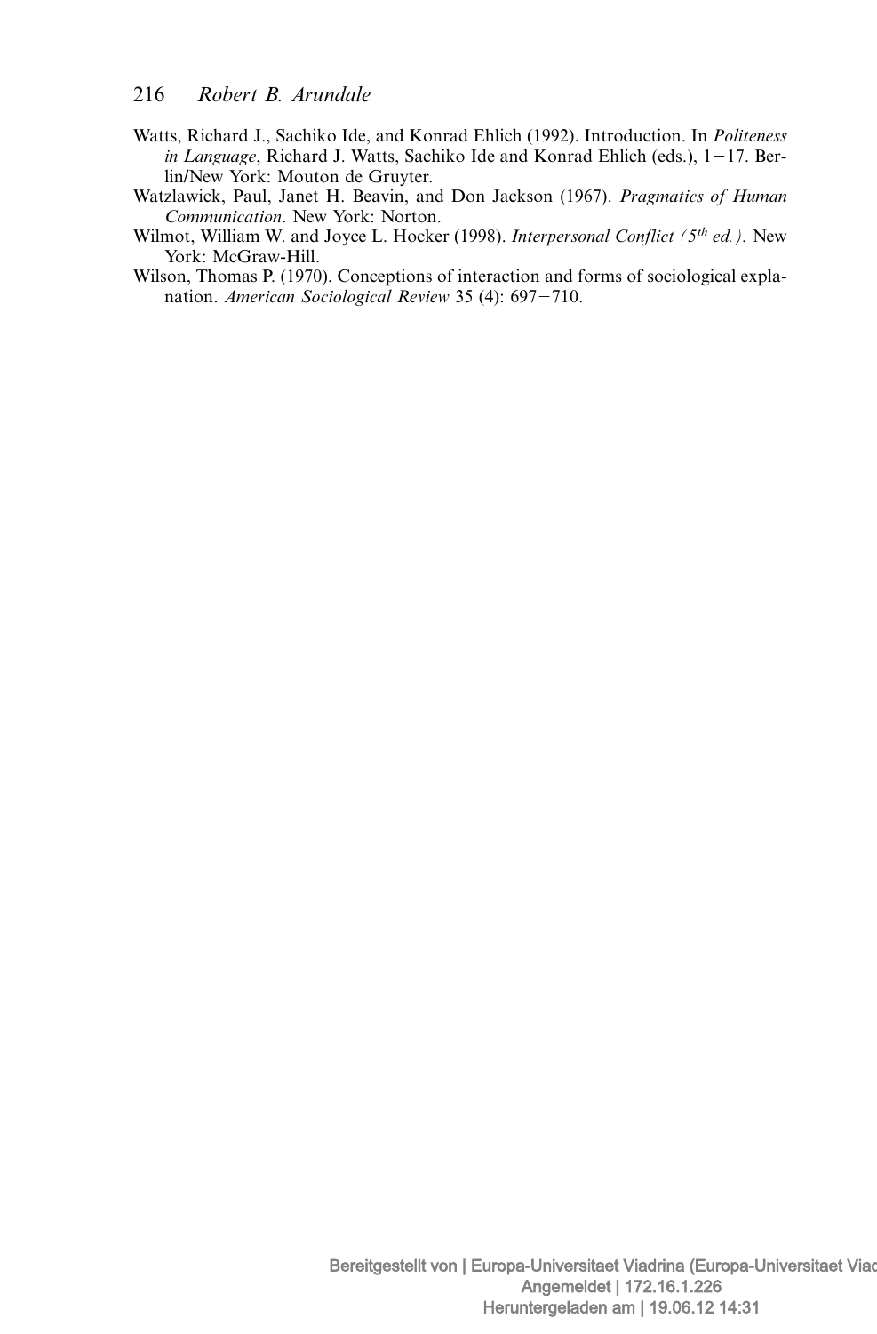Watts, Richard J., Sachiko Ide, and Konrad Ehlich (1992). Introduction. In *Politeness in Language*, Richard J. Watts, Sachiko Ide and Konrad Ehlich (eds.), 1−17. Berlin/New York: Mouton de Gruyter.

Watzlawick, Paul, Janet H. Beavin, and Don Jackson (1967). *Pragmatics of Human Communication*. New York: Norton.

Wilmot, William W. and Joyce L. Hocker (1998). *Interpersonal Conflict (5th ed.)*. New York: McGraw-Hill.

Wilson, Thomas P. (1970). Conceptions of interaction and forms of sociological explanation. *American Sociological Review* 35 (4): 697−710.